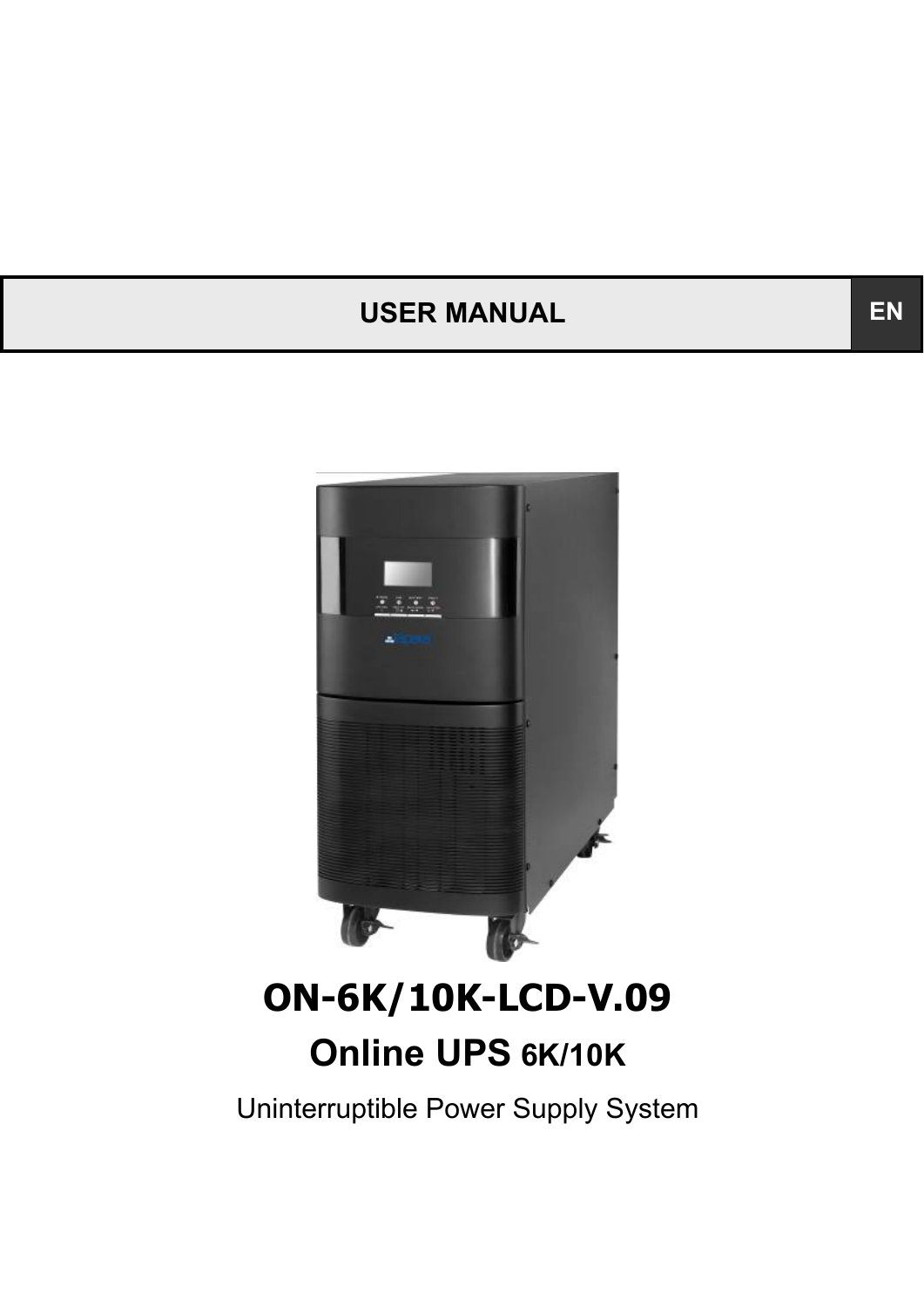**USER MANUAL** | **EN**

# ON-6K/10K-LCD-V.09

## Online UPS 6K/10K

Uninterruptible Power Supply System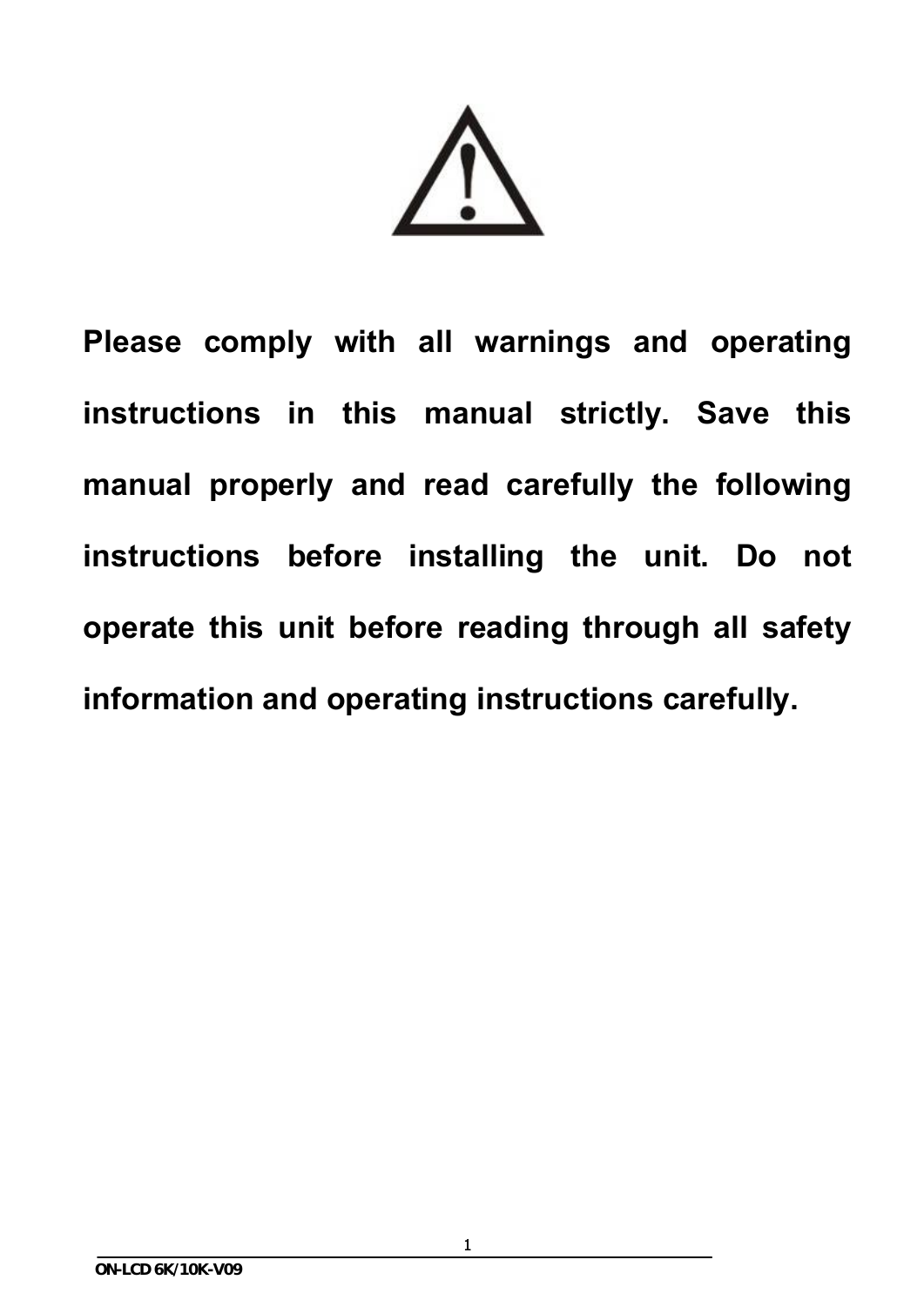**Please comply with all warnings and operating instructions in this manual strictly. Save this manual properly and read carefully the following instructions before installing the unit. Do not operate this unit before reading through all safety information and operating instructions carefully.**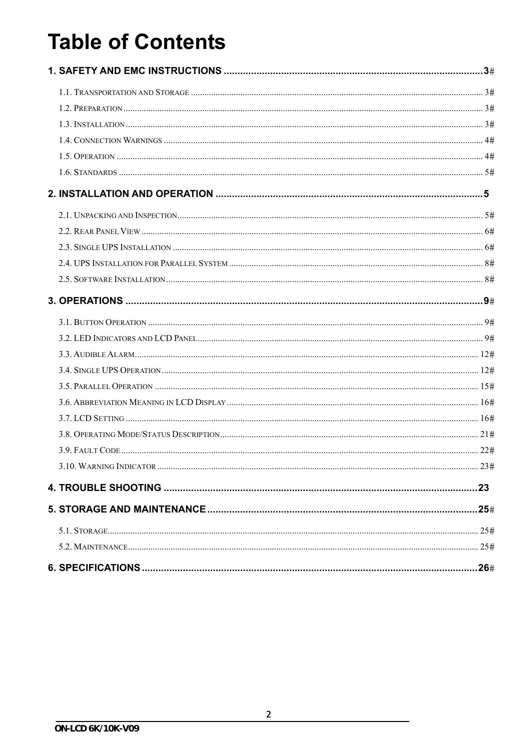# Table of Contents

**1. SAFETY AND EMC INSTRUCTIONS .......... 3**

1.1. Transportation and Storage .......... 3
1.2. Preparation .......... 3
1.3. Installation .......... 3
1.4. Connection Warnings .......... 4
1.5. Operation .......... 4
1.6. Standards .......... 5

**2. INSTALLATION AND OPERATION .......... 5**

2.1. Unpacking and Inspection .......... 5
2.2. Rear Panel View .......... 6
2.3. Single UPS Installation .......... 6
2.4. UPS Installation for Parallel System .......... 8
2.5. Software Installation .......... 8

**3. OPERATIONS .......... 9**

3.1. Button Operation .......... 9
3.2. LED Indicators and LCD Panel .......... 9
3.3. Audible Alarm .......... 12
3.4. Single UPS Operation .......... 12
3.5. Parallel Operation .......... 15
3.6. Abbreviation Meaning in LCD Display .......... 16
3.7. LCD Setting .......... 16
3.8. Operating Mode/Status Description .......... 21
3.9. Fault Code .......... 22
3.10. Warning Indicator .......... 23

**4. TROUBLE SHOOTING .......... 23**

**5. STORAGE AND MAINTENANCE .......... 25**

5.1. Storage .......... 25
5.2. Maintenance .......... 25

**6. SPECIFICATIONS .......... 26**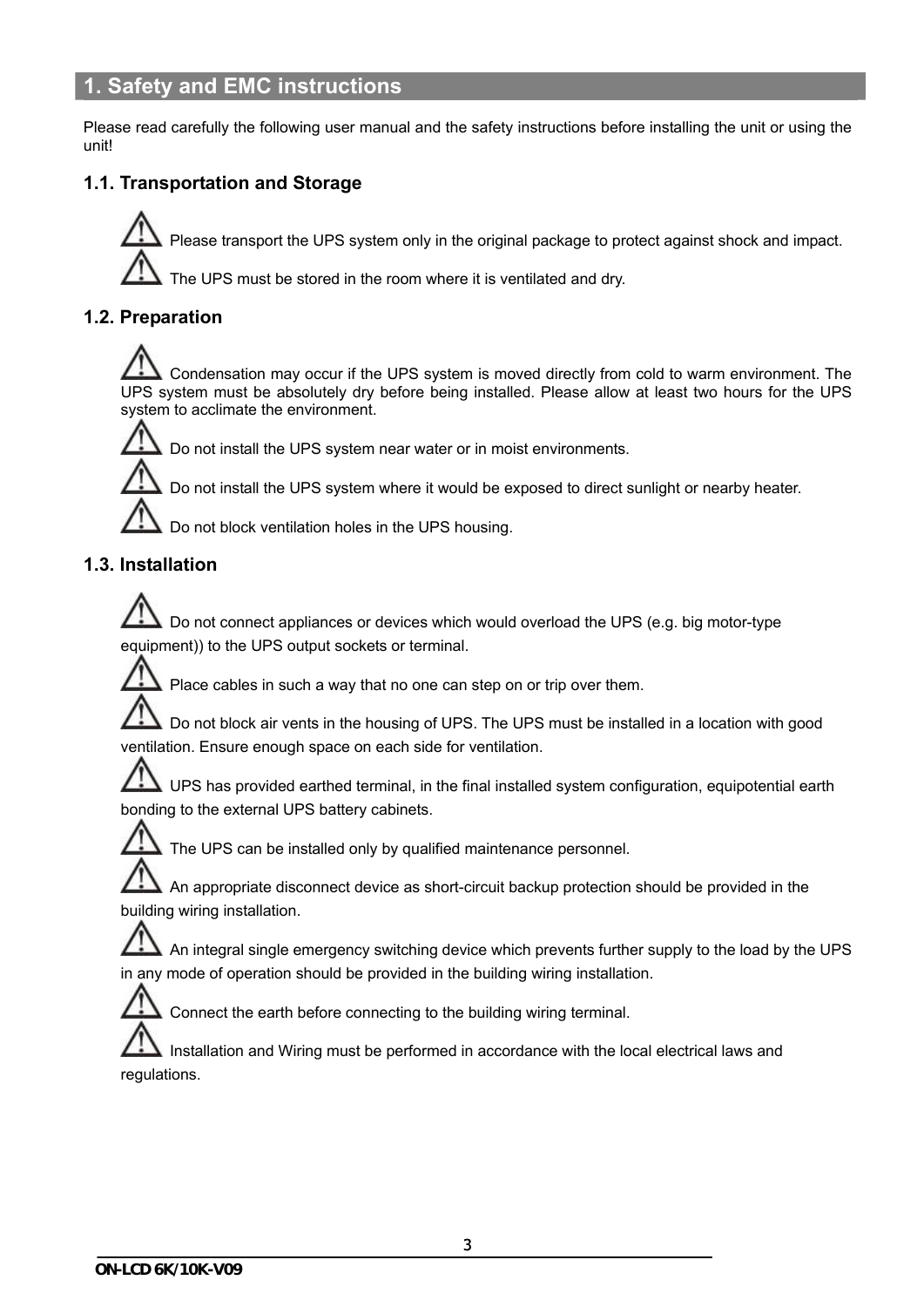# 1. Safety and EMC instructions

Please read carefully the following user manual and the safety instructions before installing the unit or using the unit!

## 1.1. Transportation and Storage

⚠ Please transport the UPS system only in the original package to protect against shock and impact.

⚠ The UPS must be stored in the room where it is ventilated and dry.

## 1.2. Preparation

⚠ Condensation may occur if the UPS system is moved directly from cold to warm environment. The UPS system must be absolutely dry before being installed. Please allow at least two hours for the UPS system to acclimate the environment.

⚠ Do not install the UPS system near water or in moist environments.

⚠ Do not install the UPS system where it would be exposed to direct sunlight or nearby heater.

⚠ Do not block ventilation holes in the UPS housing.

## 1.3. Installation

⚠ Do not connect appliances or devices which would overload the UPS (e.g. big motor-type equipment)) to the UPS output sockets or terminal.

⚠ Place cables in such a way that no one can step on or trip over them.

⚠ Do not block air vents in the housing of UPS. The UPS must be installed in a location with good ventilation. Ensure enough space on each side for ventilation.

⚠ UPS has provided earthed terminal, in the final installed system configuration, equipotential earth bonding to the external UPS battery cabinets.

⚠ The UPS can be installed only by qualified maintenance personnel.

⚠ An appropriate disconnect device as short-circuit backup protection should be provided in the building wiring installation.

⚠ An integral single emergency switching device which prevents further supply to the load by the UPS in any mode of operation should be provided in the building wiring installation.

⚠ Connect the earth before connecting to the building wiring terminal.

⚠ Installation and Wiring must be performed in accordance with the local electrical laws and regulations.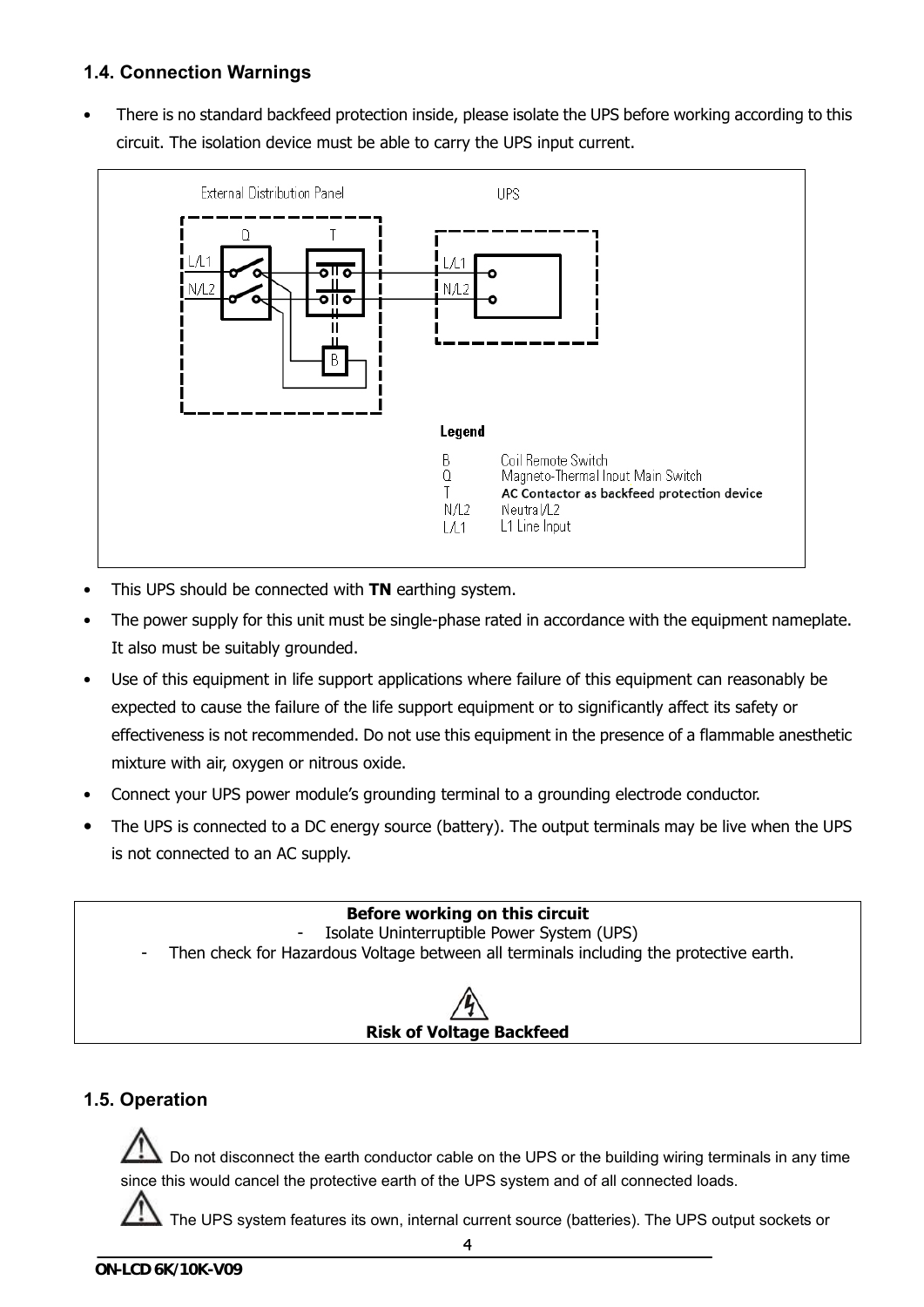### 1.4. Connection Warnings

- There is no standard backfeed protection inside, please isolate the UPS before working according to this circuit. The isolation device must be able to carry the UPS input current.

External Distribution Panel

UPS

Q

T

L/L1

N/L2

B

Legend

| | |
|---|---|
| B | Coil Remote Switch |
| Q | Magneto-Thermal Input Main Switch |
| T | AC Contactor as backfeed protection device |
| N/L2 | Neutral/L2 |
| L/L1 | L1 Line Input |

- This UPS should be connected with **TN** earthing system.
- The power supply for this unit must be single-phase rated in accordance with the equipment nameplate. It also must be suitably grounded.
- Use of this equipment in life support applications where failure of this equipment can reasonably be expected to cause the failure of the life support equipment or to significantly affect its safety or effectiveness is not recommended. Do not use this equipment in the presence of a flammable anesthetic mixture with air, oxygen or nitrous oxide.
- Connect your UPS power module's grounding terminal to a grounding electrode conductor.
- The UPS is connected to a DC energy source (battery). The output terminals may be live when the UPS is not connected to an AC supply.

**Before working on this circuit**

- Isolate Uninterruptible Power System (UPS)
- Then check for Hazardous Voltage between all terminals including the protective earth.

**Risk of Voltage Backfeed**

### 1.5. Operation

Do not disconnect the earth conductor cable on the UPS or the building wiring terminals in any time since this would cancel the protective earth of the UPS system and of all connected loads.

The UPS system features its own, internal current source (batteries). The UPS output sockets or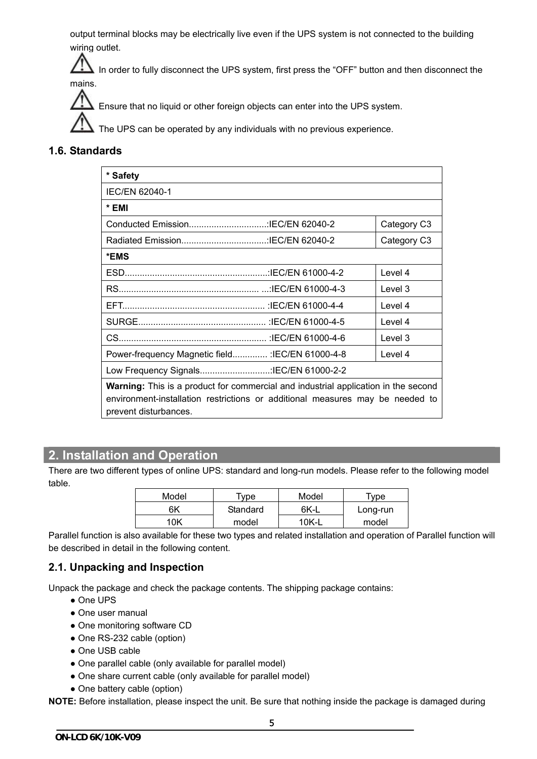output terminal blocks may be electrically live even if the UPS system is not connected to the building wiring outlet.

⚠ In order to fully disconnect the UPS system, first press the "OFF" button and then disconnect the mains.

⚠ Ensure that no liquid or other foreign objects can enter into the UPS system.

⚠ The UPS can be operated by any individuals with no previous experience.

### 1.6. Standards

| * Safety | |
|---|---|
| IEC/EN 62040-1 | |
| * EMI | |
| Conducted Emission...............................:IEC/EN 62040-2 | Category C3 |
| Radiated Emission..................................:IEC/EN 62040-2 | Category C3 |
| *EMS | |
| ESD..........................................................:IEC/EN 61000-4-2 | Level 4 |
| RS......................................................... ...:IEC/EN 61000-4-3 | Level 3 |
| EFT......................................................... :IEC/EN 61000-4-4 | Level 4 |
| SURGE................................................... :IEC/EN 61000-4-5 | Level 4 |
| CS........................................................... :IEC/EN 61000-4-6 | Level 3 |
| Power-frequency Magnetic field............. :IEC/EN 61000-4-8 | Level 4 |
| Low Frequency Signals............................:IEC/EN 61000-2-2 | |
| **Warning:** This is a product for commercial and industrial application in the second environment-installation restrictions or additional measures may be needed to prevent disturbances. | |

## 2. Installation and Operation

There are two different types of online UPS: standard and long-run models. Please refer to the following model table.

| Model | Type | Model | Type |
|---|---|---|---|
| 6K | Standard model | 6K-L | Long-run model |
| 10K | | 10K-L | |

Parallel function is also available for these two types and related installation and operation of Parallel function will be described in detail in the following content.

### 2.1. Unpacking and Inspection

Unpack the package and check the package contents. The shipping package contains:

- One UPS
- One user manual
- One monitoring software CD
- One RS-232 cable (option)
- One USB cable
- One parallel cable (only available for parallel model)
- One share current cable (only available for parallel model)
- One battery cable (option)

**NOTE:** Before installation, please inspect the unit. Be sure that nothing inside the package is damaged during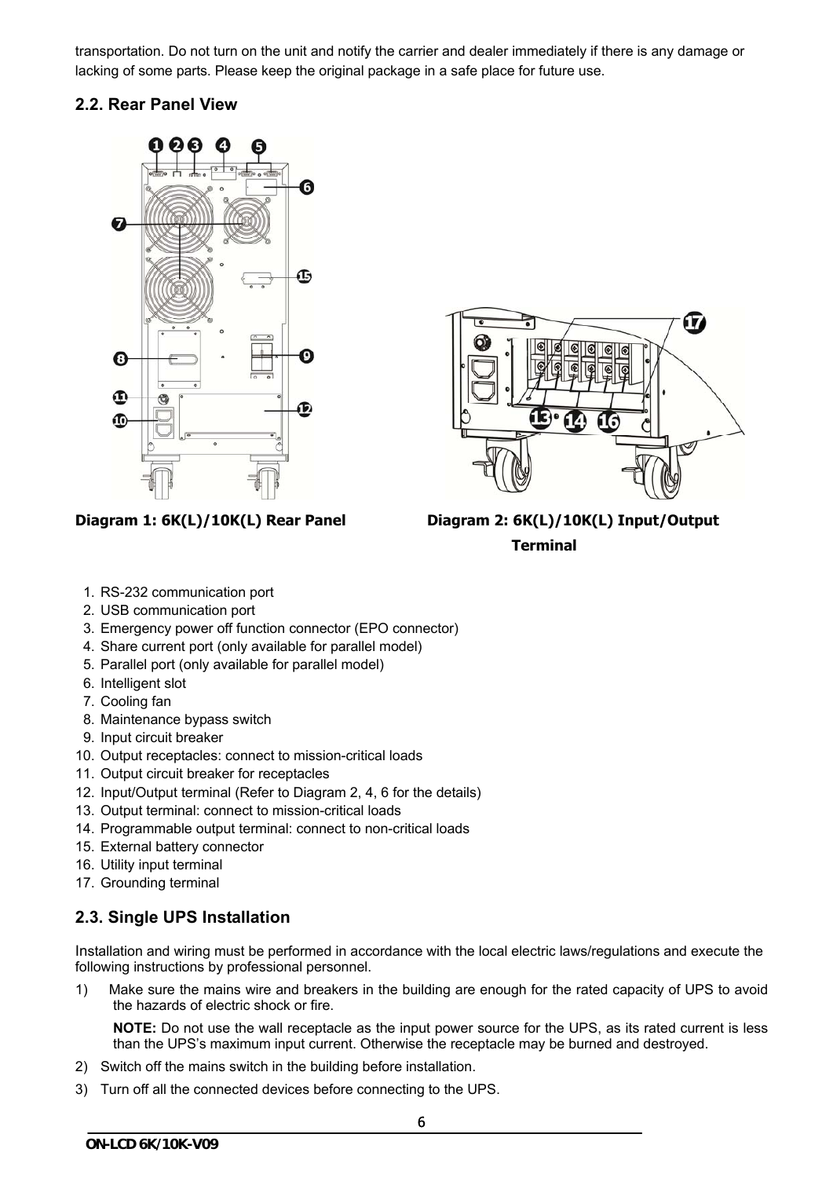transportation. Do not turn on the unit and notify the carrier and dealer immediately if there is any damage or lacking of some parts. Please keep the original package in a safe place for future use.

## 2.2. Rear Panel View

**Diagram 1: 6K(L)/10K(L) Rear Panel**

**Diagram 2: 6K(L)/10K(L) Input/Output Terminal**

1. RS-232 communication port
2. USB communication port
3. Emergency power off function connector (EPO connector)
4. Share current port (only available for parallel model)
5. Parallel port (only available for parallel model)
6. Intelligent slot
7. Cooling fan
8. Maintenance bypass switch
9. Input circuit breaker
10. Output receptacles: connect to mission-critical loads
11. Output circuit breaker for receptacles
12. Input/Output terminal (Refer to Diagram 2, 4, 6 for the details)
13. Output terminal: connect to mission-critical loads
14. Programmable output terminal: connect to non-critical loads
15. External battery connector
16. Utility input terminal
17. Grounding terminal

## 2.3. Single UPS Installation

Installation and wiring must be performed in accordance with the local electric laws/regulations and execute the following instructions by professional personnel.

1) Make sure the mains wire and breakers in the building are enough for the rated capacity of UPS to avoid the hazards of electric shock or fire.

   **NOTE:** Do not use the wall receptacle as the input power source for the UPS, as its rated current is less than the UPS's maximum input current. Otherwise the receptacle may be burned and destroyed.

2) Switch off the mains switch in the building before installation.

3) Turn off all the connected devices before connecting to the UPS.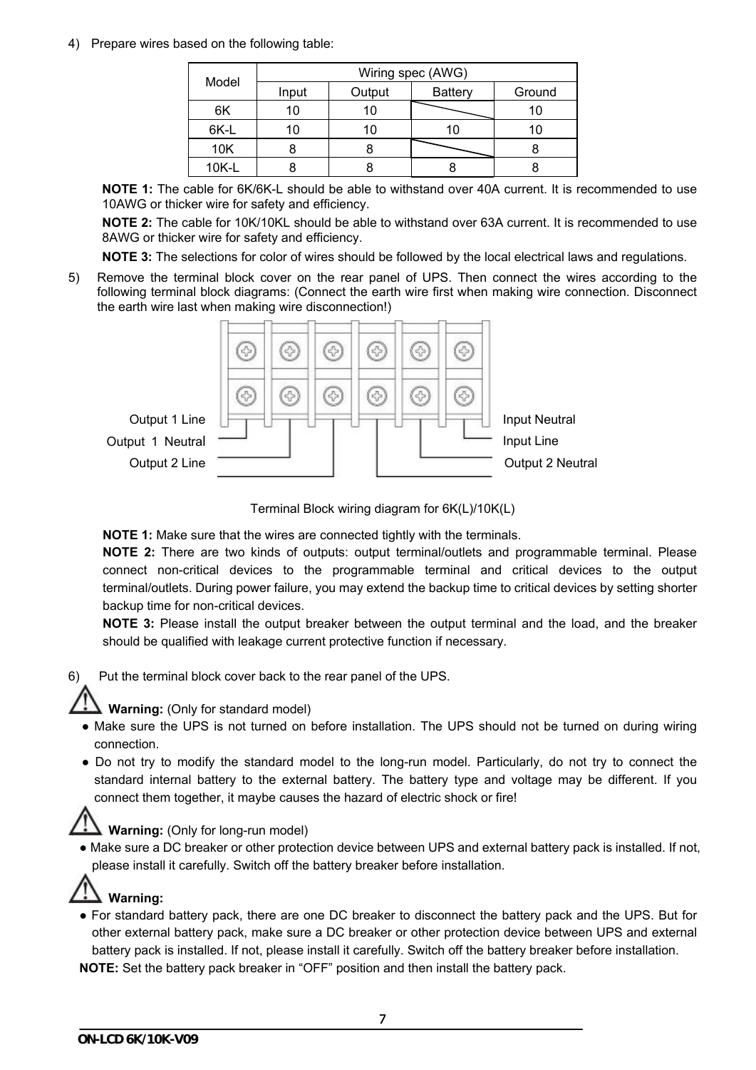4) Prepare wires based on the following table:

| Model | Wiring spec (AWG) | | | |
|---|---|---|---|---|
| | Input | Output | Battery | Ground |
| 6K | 10 | 10 | | 10 |
| 6K-L | 10 | 10 | 10 | 10 |
| 10K | 8 | 8 | | 8 |
| 10K-L | 8 | 8 | 8 | 8 |

**NOTE 1:** The cable for 6K/6K-L should be able to withstand over 40A current. It is recommended to use 10AWG or thicker wire for safety and efficiency.

**NOTE 2:** The cable for 10K/10KL should be able to withstand over 63A current. It is recommended to use 8AWG or thicker wire for safety and efficiency.

**NOTE 3:** The selections for color of wires should be followed by the local electrical laws and regulations.

5) Remove the terminal block cover on the rear panel of UPS. Then connect the wires according to the following terminal block diagrams: (Connect the earth wire first when making wire connection. Disconnect the earth wire last when making wire disconnection!)

Output 1 Line
Output 1 Neutral
Output 2 Line
Input Neutral
Input Line
Output 2 Neutral

Terminal Block wiring diagram for 6K(L)/10K(L)

**NOTE 1:** Make sure that the wires are connected tightly with the terminals.

**NOTE 2:** There are two kinds of outputs: output terminal/outlets and programmable terminal. Please connect non-critical devices to the programmable terminal and critical devices to the output terminal/outlets. During power failure, you may extend the backup time to critical devices by setting shorter backup time for non-critical devices.

**NOTE 3:** Please install the output breaker between the output terminal and the load, and the breaker should be qualified with leakage current protective function if necessary.

6) Put the terminal block cover back to the rear panel of the UPS.

⚠ **Warning:** (Only for standard model)

- Make sure the UPS is not turned on before installation. The UPS should not be turned on during wiring connection.
- Do not try to modify the standard model to the long-run model. Particularly, do not try to connect the standard internal battery to the external battery. The battery type and voltage may be different. If you connect them together, it maybe causes the hazard of electric shock or fire!

⚠ **Warning:** (Only for long-run model)

- Make sure a DC breaker or other protection device between UPS and external battery pack is installed. If not, please install it carefully. Switch off the battery breaker before installation.

⚠ **Warning:**

- For standard battery pack, there are one DC breaker to disconnect the battery pack and the UPS. But for other external battery pack, make sure a DC breaker or other protection device between UPS and external battery pack is installed. If not, please install it carefully. Switch off the battery breaker before installation.

**NOTE:** Set the battery pack breaker in "OFF" position and then install the battery pack.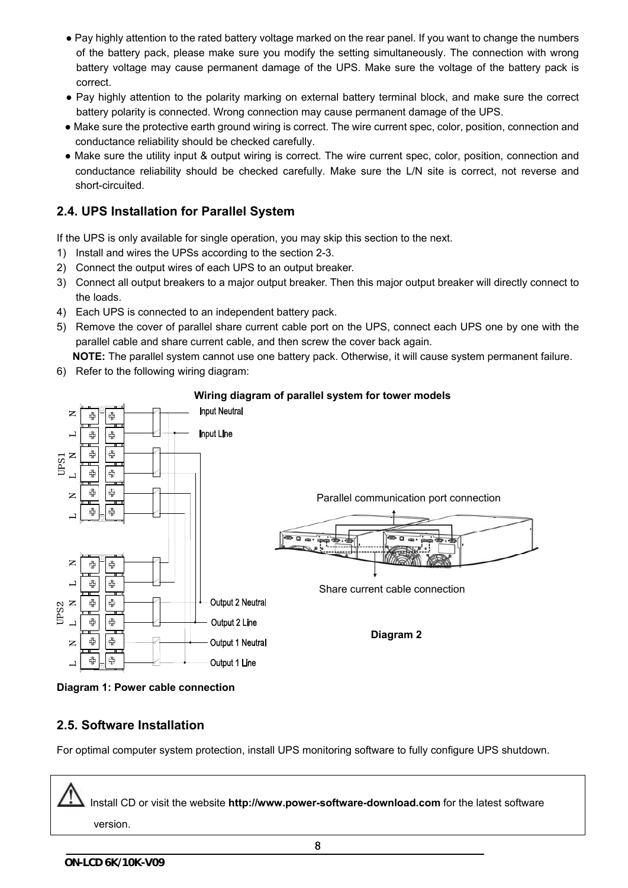● Pay highly attention to the rated battery voltage marked on the rear panel. If you want to change the numbers of the battery pack, please make sure you modify the setting simultaneously. The connection with wrong battery voltage may cause permanent damage of the UPS. Make sure the voltage of the battery pack is correct.

● Pay highly attention to the polarity marking on external battery terminal block, and make sure the correct battery polarity is connected. Wrong connection may cause permanent damage of the UPS.

● Make sure the protective earth ground wiring is correct. The wire current spec, color, position, connection and conductance reliability should be checked carefully.

● Make sure the utility input & output wiring is correct. The wire current spec, color, position, connection and conductance reliability should be checked carefully. Make sure the L/N site is correct, not reverse and short-circuited.

## 2.4. UPS Installation for Parallel System

If the UPS is only available for single operation, you may skip this section to the next.

1) Install and wires the UPSs according to the section 2-3.
2) Connect the output wires of each UPS to an output breaker.
3) Connect all output breakers to a major output breaker. Then this major output breaker will directly connect to the loads.
4) Each UPS is connected to an independent battery pack.
5) Remove the cover of parallel share current cable port on the UPS, connect each UPS one by one with the parallel cable and share current cable, and then screw the cover back again.

   **NOTE:** The parallel system cannot use one battery pack. Otherwise, it will cause system permanent failure.
6) Refer to the following wiring diagram:

**Wiring diagram of parallel system for tower models**

Input Neutral

Input Line

UPS1

Parallel communication port connection

Share current cable connection

UPS2

Output 2 Neutral

Output 2 Line

Output 1 Neutral

Output 1 Line

**Diagram 2**

**Diagram 1: Power cable connection**

## 2.5. Software Installation

For optimal computer system protection, install UPS monitoring software to fully configure UPS shutdown.

Install CD or visit the website **http://www.power-software-download.com** for the latest software version.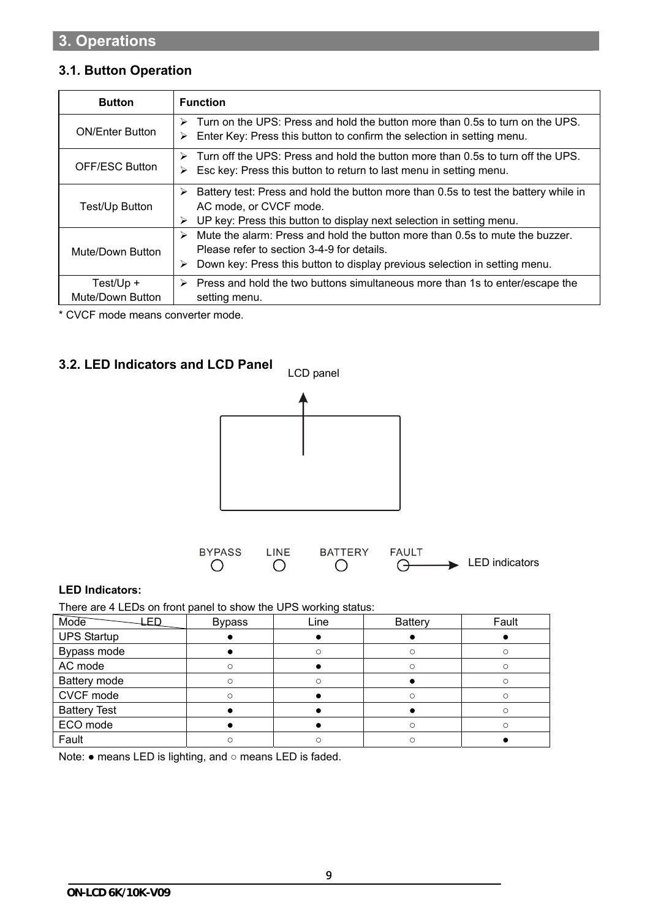# 3. Operations

## 3.1. Button Operation

| Button | Function |
|---|---|
| ON/Enter Button | ➢ Turn on the UPS: Press and hold the button more than 0.5s to turn on the UPS.<br>➢ Enter Key: Press this button to confirm the selection in setting menu. |
| OFF/ESC Button | ➢ Turn off the UPS: Press and hold the button more than 0.5s to turn off the UPS.<br>➢ Esc key: Press this button to return to last menu in setting menu. |
| Test/Up Button | ➢ Battery test: Press and hold the button more than 0.5s to test the battery while in AC mode, or CVCF mode.<br>➢ UP key: Press this button to display next selection in setting menu. |
| Mute/Down Button | ➢ Mute the alarm: Press and hold the button more than 0.5s to mute the buzzer. Please refer to section 3-4-9 for details.<br>➢ Down key: Press this button to display previous selection in setting menu. |
| Test/Up + Mute/Down Button | ➢ Press and hold the two buttons simultaneous more than 1s to enter/escape the setting menu. |

* CVCF mode means converter mode.

## 3.2. LED Indicators and LCD Panel

LCD panel

BYPASS LINE BATTERY FAULT

LED indicators

**LED Indicators:**

There are 4 LEDs on front panel to show the UPS working status:

| Mode / LED | Bypass | Line | Battery | Fault |
|---|---|---|---|---|
| UPS Startup | ● | ● | ● | ● |
| Bypass mode | ● | ○ | ○ | ○ |
| AC mode | ○ | ● | ○ | ○ |
| Battery mode | ○ | ○ | ● | ○ |
| CVCF mode | ○ | ● | ○ | ○ |
| Battery Test | ● | ● | ● | ○ |
| ECO mode | ● | ● | ○ | ○ |
| Fault | ○ | ○ | ○ | ● |

Note: ● means LED is lighting, and ○ means LED is faded.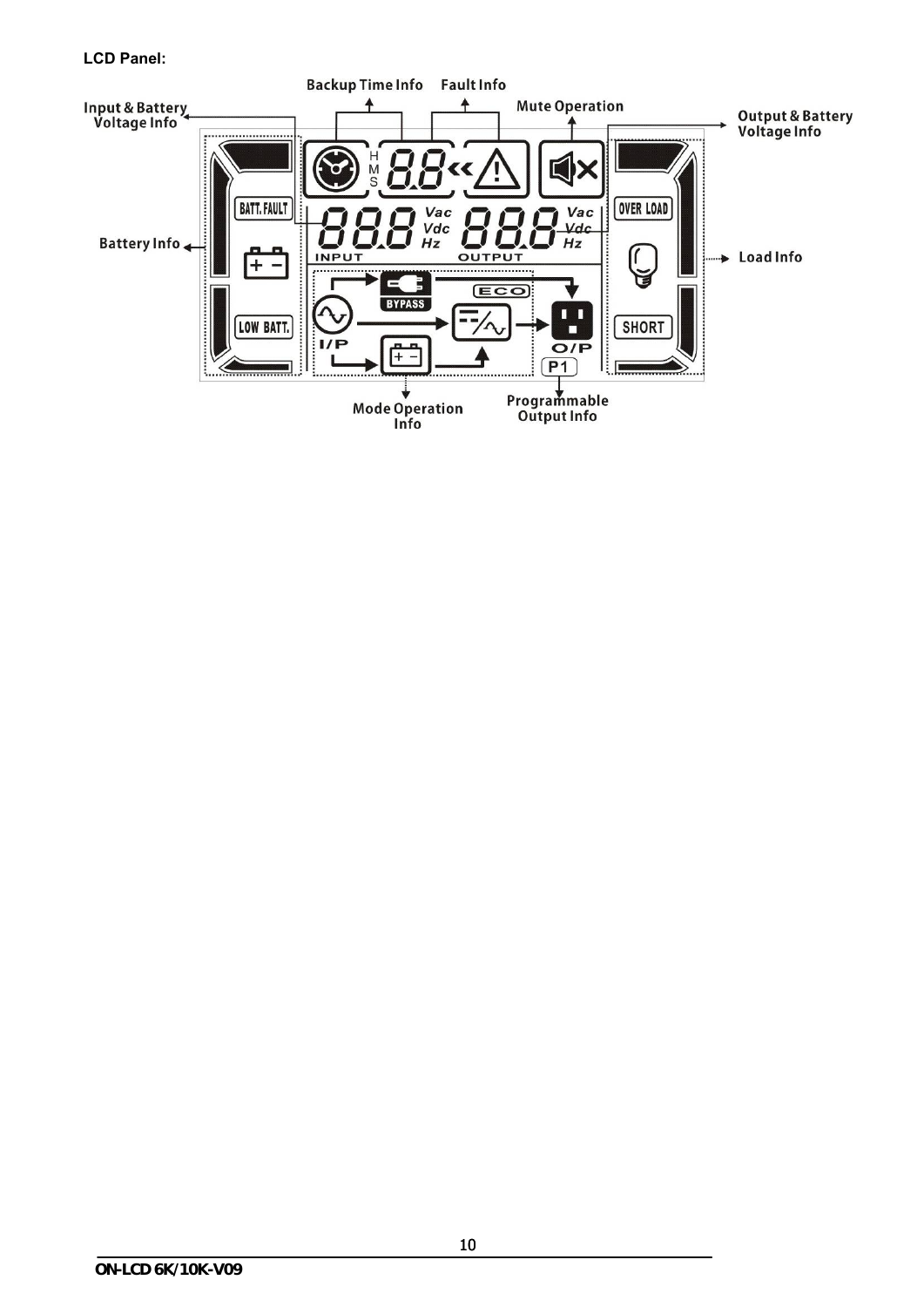**LCD Panel:**

Backup Time Info

Fault Info

Mute Operation

Input & Battery Voltage Info

Output & Battery Voltage Info

Battery Info

Load Info

Mode Operation Info

Programmable Output Info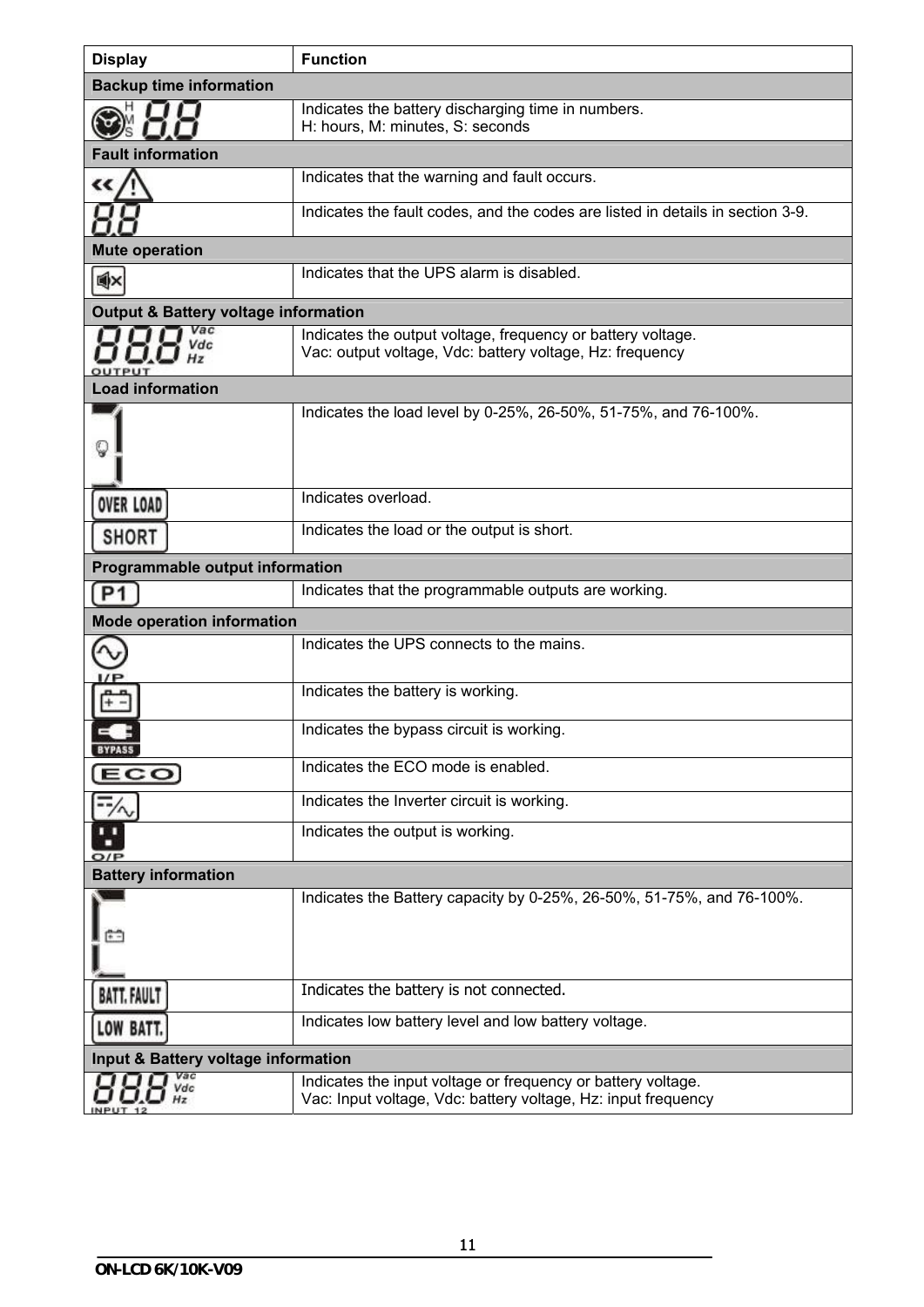| Display | Function |
|---|---|
| **Backup time information** | |
| H M S 8.8 | Indicates the battery discharging time in numbers.<br>H: hours, M: minutes, S: seconds |
| **Fault information** | |
| « ⚠ | Indicates that the warning and fault occurs. |
| 8.8 | Indicates the fault codes, and the codes are listed in details in section 3-9. |
| **Mute operation** | |
| 🔇 | Indicates that the UPS alarm is disabled. |
| **Output & Battery voltage information** | |
| 888 Vac Vdc Hz OUTPUT | Indicates the output voltage, frequency or battery voltage.<br>Vac: output voltage, Vdc: battery voltage, Hz: frequency |
| **Load information** | |
| | Indicates the load level by 0-25%, 26-50%, 51-75%, and 76-100%. |
| OVER LOAD | Indicates overload. |
| SHORT | Indicates the load or the output is short. |
| **Programmable output information** | |
| P1 | Indicates that the programmable outputs are working. |
| **Mode operation information** | |
| I/P | Indicates the UPS connects to the mains. |
| | Indicates the battery is working. |
| BYPASS | Indicates the bypass circuit is working. |
| ECO | Indicates the ECO mode is enabled. |
| | Indicates the Inverter circuit is working. |
| O/P | Indicates the output is working. |
| **Battery information** | |
| | Indicates the Battery capacity by 0-25%, 26-50%, 51-75%, and 76-100%. |
| BATT. FAULT | Indicates the battery is not connected. |
| LOW BATT. | Indicates low battery level and low battery voltage. |
| **Input & Battery voltage information** | |
| 888 Vac Vdc Hz INPUT 12 | Indicates the input voltage or frequency or battery voltage.<br>Vac: Input voltage, Vdc: battery voltage, Hz: input frequency |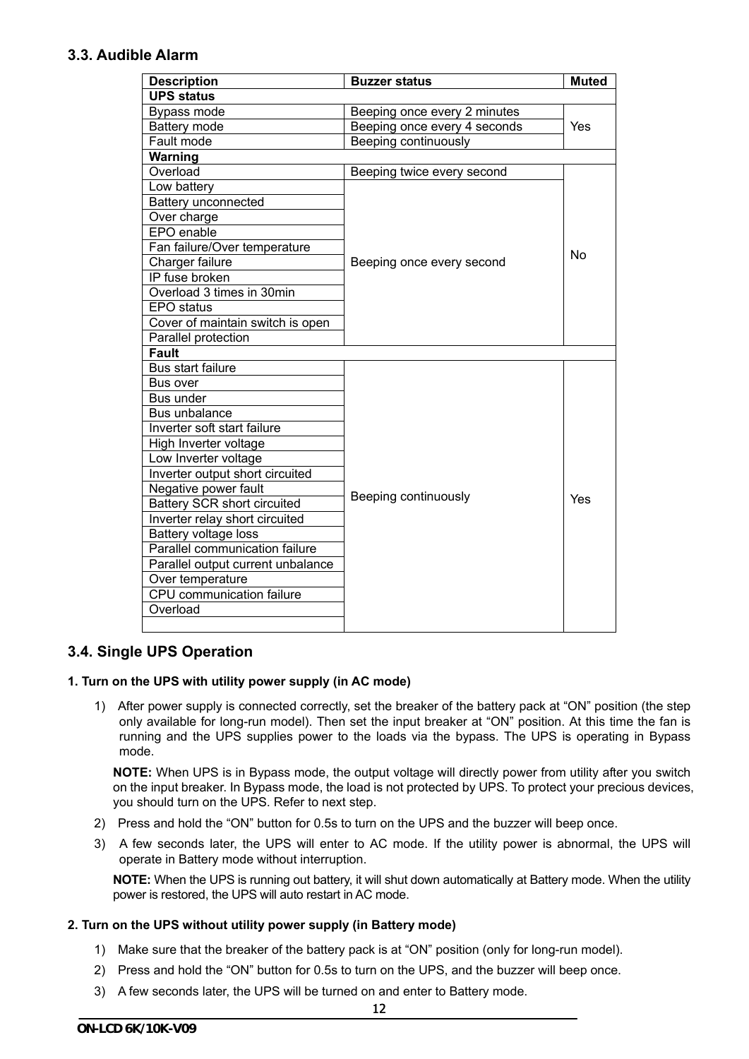## 3.3. Audible Alarm

| Description | Buzzer status | Muted |
|---|---|---|
| **UPS status** | | |
| Bypass mode | Beeping once every 2 minutes | Yes |
| Battery mode | Beeping once every 4 seconds | |
| Fault mode | Beeping continuously | |
| **Warning** | | |
| Overload | Beeping twice every second | No |
| Low battery | Beeping once every second | |
| Battery unconnected | | |
| Over charge | | |
| EPO enable | | |
| Fan failure/Over temperature | | |
| Charger failure | | |
| IP fuse broken | | |
| Overload 3 times in 30min | | |
| EPO status | | |
| Cover of maintain switch is open | | |
| Parallel protection | | |
| **Fault** | | |
| Bus start failure | Beeping continuously | Yes |
| Bus over | | |
| Bus under | | |
| Bus unbalance | | |
| Inverter soft start failure | | |
| High Inverter voltage | | |
| Low Inverter voltage | | |
| Inverter output short circuited | | |
| Negative power fault | | |
| Battery SCR short circuited | | |
| Inverter relay short circuited | | |
| Battery voltage loss | | |
| Parallel communication failure | | |
| Parallel output current unbalance | | |
| Over temperature | | |
| CPU communication failure | | |
| Overload | | |
| | | |

## 3.4. Single UPS Operation

**1. Turn on the UPS with utility power supply (in AC mode)**

1) After power supply is connected correctly, set the breaker of the battery pack at "ON" position (the step only available for long-run model). Then set the input breaker at "ON" position. At this time the fan is running and the UPS supplies power to the loads via the bypass. The UPS is operating in Bypass mode.

   **NOTE:** When UPS is in Bypass mode, the output voltage will directly power from utility after you switch on the input breaker. In Bypass mode, the load is not protected by UPS. To protect your precious devices, you should turn on the UPS. Refer to next step.

2) Press and hold the "ON" button for 0.5s to turn on the UPS and the buzzer will beep once.

3) A few seconds later, the UPS will enter to AC mode. If the utility power is abnormal, the UPS will operate in Battery mode without interruption.

   **NOTE:** When the UPS is running out battery, it will shut down automatically at Battery mode. When the utility power is restored, the UPS will auto restart in AC mode.

**2. Turn on the UPS without utility power supply (in Battery mode)**

1) Make sure that the breaker of the battery pack is at "ON" position (only for long-run model).
2) Press and hold the "ON" button for 0.5s to turn on the UPS, and the buzzer will beep once.
3) A few seconds later, the UPS will be turned on and enter to Battery mode.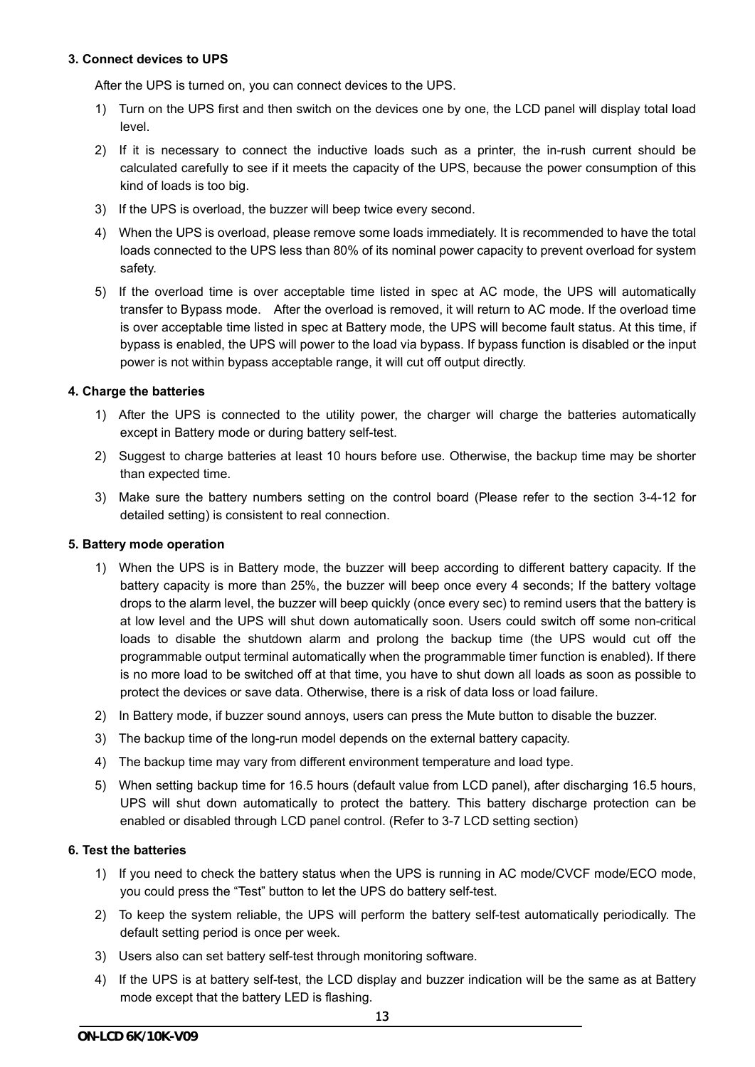**3. Connect devices to UPS**

After the UPS is turned on, you can connect devices to the UPS.

1) Turn on the UPS first and then switch on the devices one by one, the LCD panel will display total load level.
2) If it is necessary to connect the inductive loads such as a printer, the in-rush current should be calculated carefully to see if it meets the capacity of the UPS, because the power consumption of this kind of loads is too big.
3) If the UPS is overload, the buzzer will beep twice every second.
4) When the UPS is overload, please remove some loads immediately. It is recommended to have the total loads connected to the UPS less than 80% of its nominal power capacity to prevent overload for system safety.
5) If the overload time is over acceptable time listed in spec at AC mode, the UPS will automatically transfer to Bypass mode. After the overload is removed, it will return to AC mode. If the overload time is over acceptable time listed in spec at Battery mode, the UPS will become fault status. At this time, if bypass is enabled, the UPS will power to the load via bypass. If bypass function is disabled or the input power is not within bypass acceptable range, it will cut off output directly.

**4. Charge the batteries**

1) After the UPS is connected to the utility power, the charger will charge the batteries automatically except in Battery mode or during battery self-test.
2) Suggest to charge batteries at least 10 hours before use. Otherwise, the backup time may be shorter than expected time.
3) Make sure the battery numbers setting on the control board (Please refer to the section 3-4-12 for detailed setting) is consistent to real connection.

**5. Battery mode operation**

1) When the UPS is in Battery mode, the buzzer will beep according to different battery capacity. If the battery capacity is more than 25%, the buzzer will beep once every 4 seconds; If the battery voltage drops to the alarm level, the buzzer will beep quickly (once every sec) to remind users that the battery is at low level and the UPS will shut down automatically soon. Users could switch off some non-critical loads to disable the shutdown alarm and prolong the backup time (the UPS would cut off the programmable output terminal automatically when the programmable timer function is enabled). If there is no more load to be switched off at that time, you have to shut down all loads as soon as possible to protect the devices or save data. Otherwise, there is a risk of data loss or load failure.
2) In Battery mode, if buzzer sound annoys, users can press the Mute button to disable the buzzer.
3) The backup time of the long-run model depends on the external battery capacity.
4) The backup time may vary from different environment temperature and load type.
5) When setting backup time for 16.5 hours (default value from LCD panel), after discharging 16.5 hours, UPS will shut down automatically to protect the battery. This battery discharge protection can be enabled or disabled through LCD panel control. (Refer to 3-7 LCD setting section)

**6. Test the batteries**

1) If you need to check the battery status when the UPS is running in AC mode/CVCF mode/ECO mode, you could press the “Test” button to let the UPS do battery self-test.
2) To keep the system reliable, the UPS will perform the battery self-test automatically periodically. The default setting period is once per week.
3) Users also can set battery self-test through monitoring software.
4) If the UPS is at battery self-test, the LCD display and buzzer indication will be the same as at Battery mode except that the battery LED is flashing.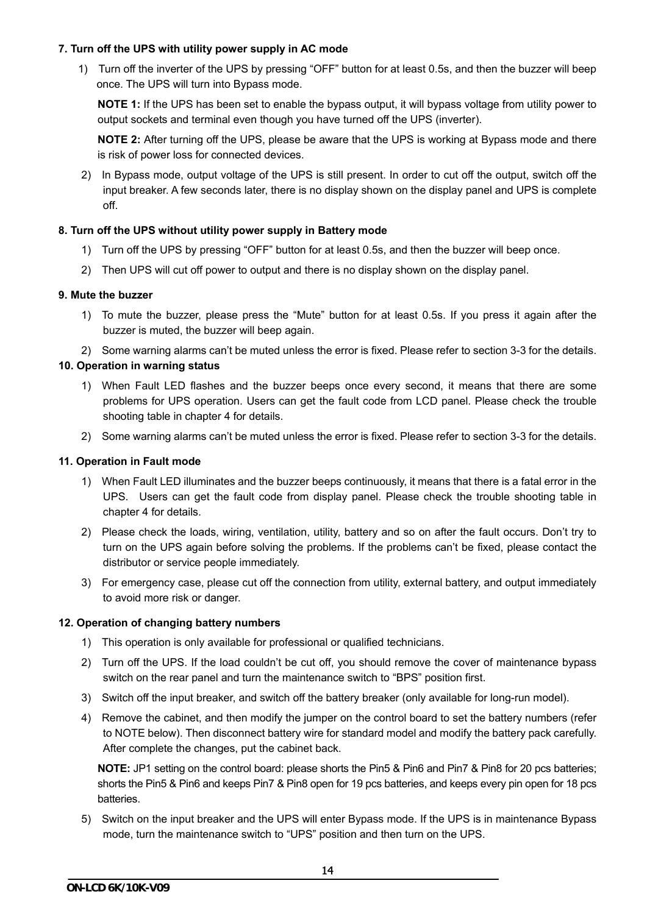**7. Turn off the UPS with utility power supply in AC mode**

1) Turn off the inverter of the UPS by pressing "OFF" button for at least 0.5s, and then the buzzer will beep once. The UPS will turn into Bypass mode.

   **NOTE 1:** If the UPS has been set to enable the bypass output, it will bypass voltage from utility power to output sockets and terminal even though you have turned off the UPS (inverter).

   **NOTE 2:** After turning off the UPS, please be aware that the UPS is working at Bypass mode and there is risk of power loss for connected devices.

2) In Bypass mode, output voltage of the UPS is still present. In order to cut off the output, switch off the input breaker. A few seconds later, there is no display shown on the display panel and UPS is complete off.

**8. Turn off the UPS without utility power supply in Battery mode**

1) Turn off the UPS by pressing "OFF" button for at least 0.5s, and then the buzzer will beep once.
2) Then UPS will cut off power to output and there is no display shown on the display panel.

**9. Mute the buzzer**

1) To mute the buzzer, please press the "Mute" button for at least 0.5s. If you press it again after the buzzer is muted, the buzzer will beep again.
2) Some warning alarms can't be muted unless the error is fixed. Please refer to section 3-3 for the details.

**10. Operation in warning status**

1) When Fault LED flashes and the buzzer beeps once every second, it means that there are some problems for UPS operation. Users can get the fault code from LCD panel. Please check the trouble shooting table in chapter 4 for details.
2) Some warning alarms can't be muted unless the error is fixed. Please refer to section 3-3 for the details.

**11. Operation in Fault mode**

1) When Fault LED illuminates and the buzzer beeps continuously, it means that there is a fatal error in the UPS. Users can get the fault code from display panel. Please check the trouble shooting table in chapter 4 for details.
2) Please check the loads, wiring, ventilation, utility, battery and so on after the fault occurs. Don't try to turn on the UPS again before solving the problems. If the problems can't be fixed, please contact the distributor or service people immediately.
3) For emergency case, please cut off the connection from utility, external battery, and output immediately to avoid more risk or danger.

**12. Operation of changing battery numbers**

1) This operation is only available for professional or qualified technicians.
2) Turn off the UPS. If the load couldn't be cut off, you should remove the cover of maintenance bypass switch on the rear panel and turn the maintenance switch to "BPS" position first.
3) Switch off the input breaker, and switch off the battery breaker (only available for long-run model).
4) Remove the cabinet, and then modify the jumper on the control board to set the battery numbers (refer to NOTE below). Then disconnect battery wire for standard model and modify the battery pack carefully. After complete the changes, put the cabinet back.

   **NOTE:** JP1 setting on the control board: please shorts the Pin5 & Pin6 and Pin7 & Pin8 for 20 pcs batteries; shorts the Pin5 & Pin6 and keeps Pin7 & Pin8 open for 19 pcs batteries, and keeps every pin open for 18 pcs batteries.

5) Switch on the input breaker and the UPS will enter Bypass mode. If the UPS is in maintenance Bypass mode, turn the maintenance switch to "UPS" position and then turn on the UPS.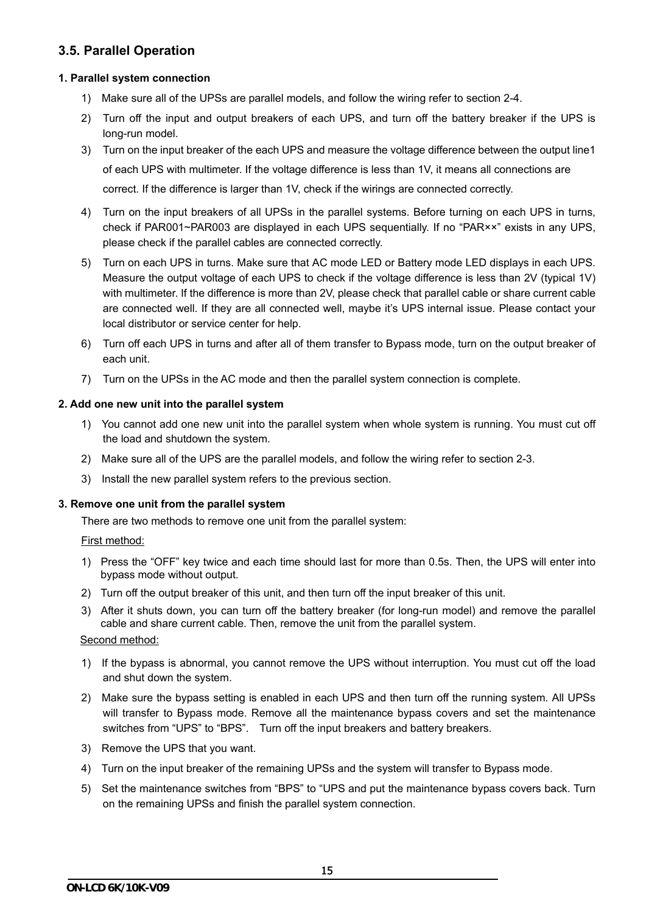## 3.5. Parallel Operation

**1. Parallel system connection**

1) Make sure all of the UPSs are parallel models, and follow the wiring refer to section 2-4.
2) Turn off the input and output breakers of each UPS, and turn off the battery breaker if the UPS is long-run model.
3) Turn on the input breaker of the each UPS and measure the voltage difference between the output line1 of each UPS with multimeter. If the voltage difference is less than 1V, it means all connections are correct. If the difference is larger than 1V, check if the wirings are connected correctly.
4) Turn on the input breakers of all UPSs in the parallel systems. Before turning on each UPS in turns, check if PAR001~PAR003 are displayed in each UPS sequentially. If no "PAR××" exists in any UPS, please check if the parallel cables are connected correctly.
5) Turn on each UPS in turns. Make sure that AC mode LED or Battery mode LED displays in each UPS. Measure the output voltage of each UPS to check if the voltage difference is less than 2V (typical 1V) with multimeter. If the difference is more than 2V, please check that parallel cable or share current cable are connected well. If they are all connected well, maybe it's UPS internal issue. Please contact your local distributor or service center for help.
6) Turn off each UPS in turns and after all of them transfer to Bypass mode, turn on the output breaker of each unit.
7) Turn on the UPSs in the AC mode and then the parallel system connection is complete.

**2. Add one new unit into the parallel system**

1) You cannot add one new unit into the parallel system when whole system is running. You must cut off the load and shutdown the system.
2) Make sure all of the UPS are the parallel models, and follow the wiring refer to section 2-3.
3) Install the new parallel system refers to the previous section.

**3. Remove one unit from the parallel system**

There are two methods to remove one unit from the parallel system:

First method:

1) Press the "OFF" key twice and each time should last for more than 0.5s. Then, the UPS will enter into bypass mode without output.
2) Turn off the output breaker of this unit, and then turn off the input breaker of this unit.
3) After it shuts down, you can turn off the battery breaker (for long-run model) and remove the parallel cable and share current cable. Then, remove the unit from the parallel system.

Second method:

1) If the bypass is abnormal, you cannot remove the UPS without interruption. You must cut off the load and shut down the system.
2) Make sure the bypass setting is enabled in each UPS and then turn off the running system. All UPSs will transfer to Bypass mode. Remove all the maintenance bypass covers and set the maintenance switches from "UPS" to "BPS". Turn off the input breakers and battery breakers.
3) Remove the UPS that you want.
4) Turn on the input breaker of the remaining UPSs and the system will transfer to Bypass mode.
5) Set the maintenance switches from "BPS" to "UPS and put the maintenance bypass covers back. Turn on the remaining UPSs and finish the parallel system connection.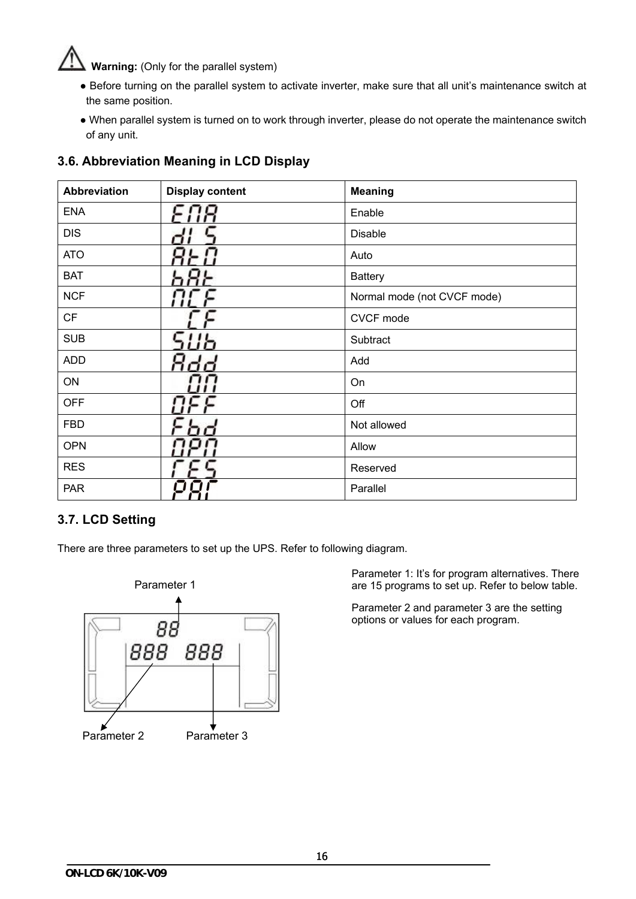**Warning:** (Only for the parallel system)

- Before turning on the parallel system to activate inverter, make sure that all unit's maintenance switch at the same position.
- When parallel system is turned on to work through inverter, please do not operate the maintenance switch of any unit.

### 3.6. Abbreviation Meaning in LCD Display

| Abbreviation | Display content | Meaning |
|---|---|---|
| ENA | ENA | Enable |
| DIS | dIS | Disable |
| ATO | AtO | Auto |
| BAT | bAt | Battery |
| NCF | NCF | Normal mode (not CVCF mode) |
| CF | CF | CVCF mode |
| SUB | SUb | Subtract |
| ADD | Add | Add |
| ON | On | On |
| OFF | OFF | Off |
| FBD | Fbd | Not allowed |
| OPN | OPN | Allow |
| RES | rES | Reserved |
| PAR | PAr | Parallel |

### 3.7. LCD Setting

There are three parameters to set up the UPS. Refer to following diagram.

Parameter 1

Parameter 2 Parameter 3

Parameter 1: It's for program alternatives. There are 15 programs to set up. Refer to below table.

Parameter 2 and parameter 3 are the setting options or values for each program.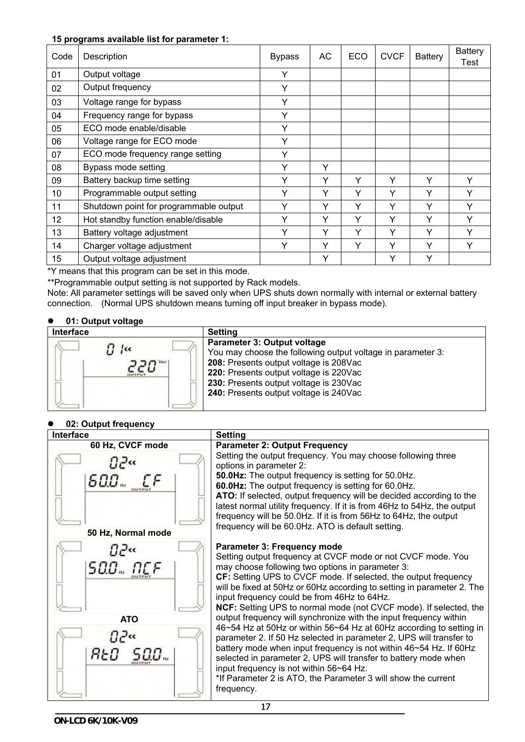**15 programs available list for parameter 1:**

| Code | Description | Bypass | AC | ECO | CVCF | Battery | Battery Test |
|---|---|---|---|---|---|---|---|
| 01 | Output voltage | Y | | | | | |
| 02 | Output frequency | Y | | | | | |
| 03 | Voltage range for bypass | Y | | | | | |
| 04 | Frequency range for bypass | Y | | | | | |
| 05 | ECO mode enable/disable | Y | | | | | |
| 06 | Voltage range for ECO mode | Y | | | | | |
| 07 | ECO mode frequency range setting | Y | | | | | |
| 08 | Bypass mode setting | Y | Y | | | | |
| 09 | Battery backup time setting | Y | Y | Y | Y | Y | Y |
| 10 | Programmable output setting | Y | Y | Y | Y | Y | Y |
| 11 | Shutdown point for programmable output | Y | Y | Y | Y | Y | Y |
| 12 | Hot standby function enable/disable | Y | Y | Y | Y | Y | Y |
| 13 | Battery voltage adjustment | Y | Y | Y | Y | Y | Y |
| 14 | Charger voltage adjustment | Y | Y | Y | Y | Y | Y |
| 15 | Output voltage adjustment | | Y | | Y | Y | |

*Y means that this program can be set in this mode.

**Programmable output setting is not supported by Rack models.

Note: All parameter settings will be saved only when UPS shuts down normally with internal or external battery connection. (Normal UPS shutdown means turning off input breaker in bypass mode).

- **01: Output voltage**

| Interface | Setting |
|---|---|
| 01 220 Vac OUTPUT | **Parameter 3: Output voltage**<br>You may choose the following output voltage in parameter 3:<br>**208:** Presents output voltage is 208Vac<br>**220:** Presents output voltage is 220Vac<br>**230:** Presents output voltage is 230Vac<br>**240:** Presents output voltage is 240Vac |

- **02: Output frequency**

| Interface | Setting |
|---|---|
| **60 Hz, CVCF mode**<br>02 60.0 Hz CF OUTPUT<br>**50 Hz, Normal mode**<br>02 50.0 Hz NCF OUTPUT<br>**ATO**<br>02 AtO 50.0 Hz OUTPUT | **Parameter 2: Output Frequency**<br>Setting the output frequency. You may choose following three options in parameter 2:<br>**50.0Hz:** The output frequency is setting for 50.0Hz.<br>**60.0Hz:** The output frequency is setting for 60.0Hz.<br>**ATO:** If selected, output frequency will be decided according to the latest normal utility frequency. If it is from 46Hz to 54Hz, the output frequency will be 50.0Hz. If it is from 56Hz to 64Hz, the output frequency will be 60.0Hz. ATO is default setting.<br><br>**Parameter 3: Frequency mode**<br>Setting output frequency at CVCF mode or not CVCF mode. You may choose following two options in parameter 3:<br>**CF:** Setting UPS to CVCF mode. If selected, the output frequency will be fixed at 50Hz or 60Hz according to setting in parameter 2. The input frequency could be from 46Hz to 64Hz.<br>**NCF:** Setting UPS to normal mode (not CVCF mode). If selected, the output frequency will synchronize with the input frequency within 46~54 Hz at 50Hz or within 56~64 Hz at 60Hz according to setting in parameter 2. If 50 Hz selected in parameter 2, UPS will transfer to battery mode when input frequency is not within 46~54 Hz. If 60Hz selected in parameter 2, UPS will transfer to battery mode when input frequency is not within 56~64 Hz.<br>*If Parameter 2 is ATO, the Parameter 3 will show the current frequency. |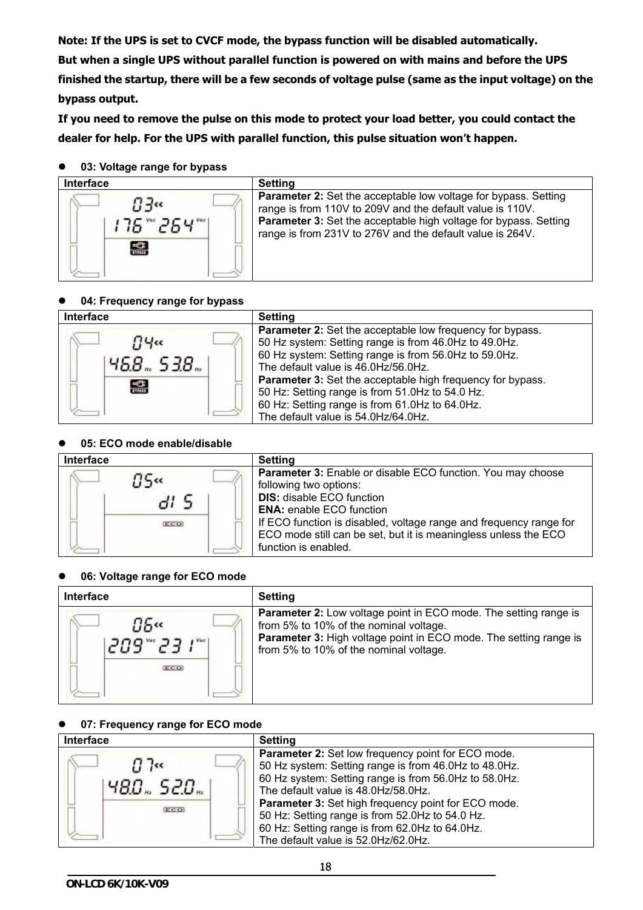**Note: If the UPS is set to CVCF mode, the bypass function will be disabled automatically.**
**But when a single UPS without parallel function is powered on with mains and before the UPS finished the startup, there will be a few seconds of voltage pulse (same as the input voltage) on the bypass output.**
**If you need to remove the pulse on this mode to protect your load better, you could contact the dealer for help. For the UPS with parallel function, this pulse situation won't happen.**

- **03: Voltage range for bypass**

| Interface | Setting |
|---|---|
| 03 « 176 Vac 264 Vac BYPASS | **Parameter 2:** Set the acceptable low voltage for bypass. Setting range is from 110V to 209V and the default value is 110V.<br>**Parameter 3:** Set the acceptable high voltage for bypass. Setting range is from 231V to 276V and the default value is 264V. |

- **04: Frequency range for bypass**

| Interface | Setting |
|---|---|
| 04 « 46.8 Hz 53.8 Hz BYPASS | **Parameter 2:** Set the acceptable low frequency for bypass.<br>50 Hz system: Setting range is from 46.0Hz to 49.0Hz.<br>60 Hz system: Setting range is from 56.0Hz to 59.0Hz.<br>The default value is 46.0Hz/56.0Hz.<br>**Parameter 3:** Set the acceptable high frequency for bypass.<br>50 Hz: Setting range is from 51.0Hz to 54.0 Hz.<br>60 Hz: Setting range is from 61.0Hz to 64.0Hz.<br>The default value is 54.0Hz/64.0Hz. |

- **05: ECO mode enable/disable**

| Interface | Setting |
|---|---|
| 05 « dIS ECO | **Parameter 3:** Enable or disable ECO function. You may choose following two options:<br>**DIS:** disable ECO function<br>**ENA:** enable ECO function<br>If ECO function is disabled, voltage range and frequency range for ECO mode still can be set, but it is meaningless unless the ECO function is enabled. |

- **06: Voltage range for ECO mode**

| Interface | Setting |
|---|---|
| 06 « 209 Vac 231 Vac ECO | **Parameter 2:** Low voltage point in ECO mode. The setting range is from 5% to 10% of the nominal voltage.<br>**Parameter 3:** High voltage point in ECO mode. The setting range is from 5% to 10% of the nominal voltage. |

- **07: Frequency range for ECO mode**

| Interface | Setting |
|---|---|
| 07 « 48.0 Hz 52.0 Hz ECO | **Parameter 2:** Set low frequency point for ECO mode.<br>50 Hz system: Setting range is from 46.0Hz to 48.0Hz.<br>60 Hz system: Setting range is from 56.0Hz to 58.0Hz.<br>The default value is 48.0Hz/58.0Hz.<br>**Parameter 3:** Set high frequency point for ECO mode.<br>50 Hz: Setting range is from 52.0Hz to 54.0 Hz.<br>60 Hz: Setting range is from 62.0Hz to 64.0Hz.<br>The default value is 52.0Hz/62.0Hz. |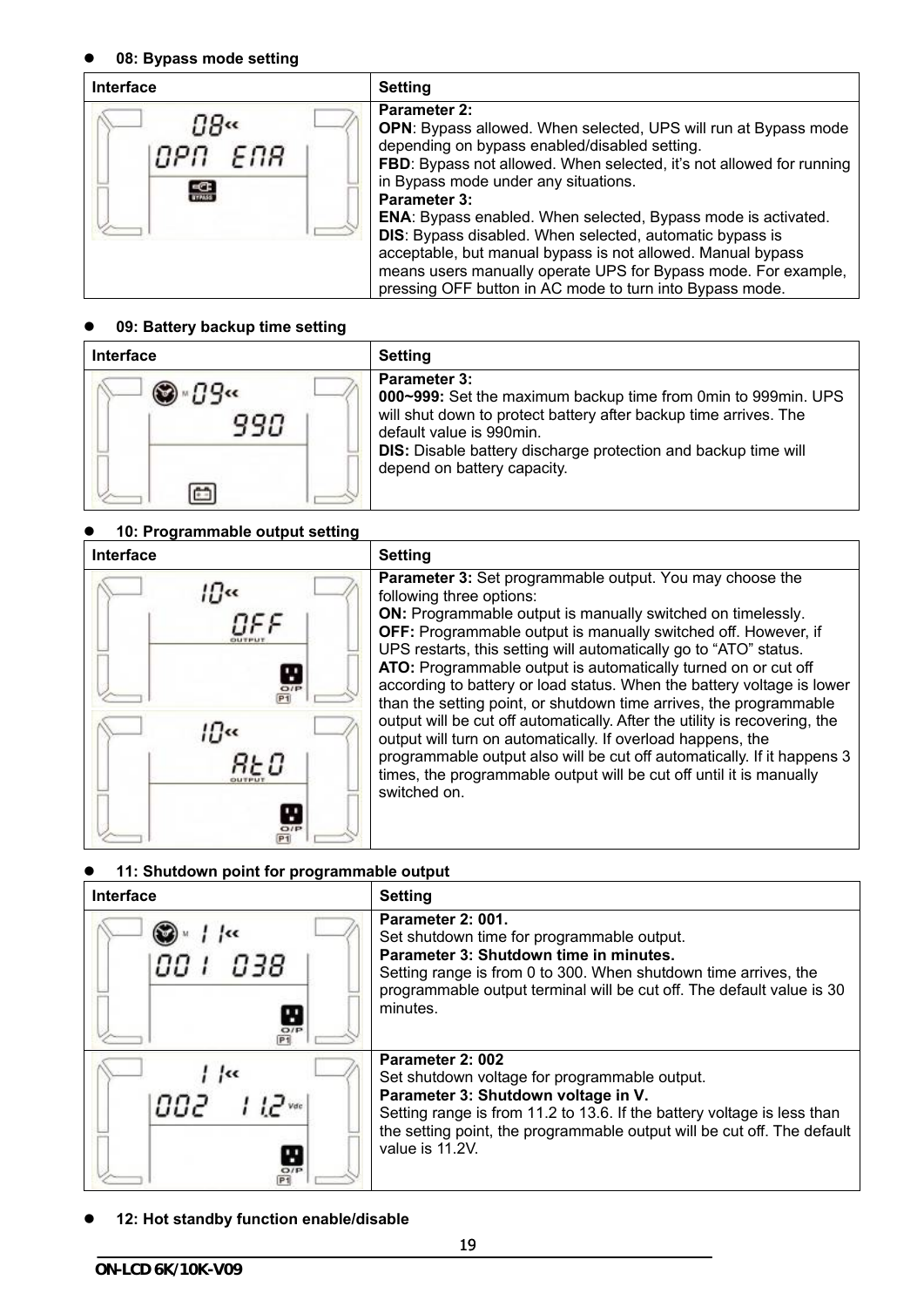- **08: Bypass mode setting**

| Interface | Setting |
|---|---|
| | **Parameter 2:**<br>**OPN**: Bypass allowed. When selected, UPS will run at Bypass mode depending on bypass enabled/disabled setting.<br>**FBD**: Bypass not allowed. When selected, it's not allowed for running in Bypass mode under any situations.<br>**Parameter 3:**<br>**ENA**: Bypass enabled. When selected, Bypass mode is activated.<br>**DIS**: Bypass disabled. When selected, automatic bypass is acceptable, but manual bypass is not allowed. Manual bypass means users manually operate UPS for Bypass mode. For example, pressing OFF button in AC mode to turn into Bypass mode. |

- **09: Battery backup time setting**

| Interface | Setting |
|---|---|
| | **Parameter 3:**<br>**000~999:** Set the maximum backup time from 0min to 999min. UPS will shut down to protect battery after backup time arrives. The default value is 990min.<br>**DIS:** Disable battery discharge protection and backup time will depend on battery capacity. |

- **10: Programmable output setting**

| Interface | Setting |
|---|---|
| | **Parameter 3:** Set programmable output. You may choose the following three options:<br>**ON:** Programmable output is manually switched on timelessly.<br>**OFF:** Programmable output is manually switched off. However, if UPS restarts, this setting will automatically go to "ATO" status.<br>**ATO:** Programmable output is automatically turned on or cut off according to battery or load status. When the battery voltage is lower than the setting point, or shutdown time arrives, the programmable output will be cut off automatically. After the utility is recovering, the output will turn on automatically. If overload happens, the programmable output also will be cut off automatically. If it happens 3 times, the programmable output will be cut off until it is manually switched on. |

- **11: Shutdown point for programmable output**

| Interface | Setting |
|---|---|
| | **Parameter 2: 001.**<br>Set shutdown time for programmable output.<br>**Parameter 3: Shutdown time in minutes.**<br>Setting range is from 0 to 300. When shutdown time arrives, the programmable output terminal will be cut off. The default value is 30 minutes. |
| | **Parameter 2: 002**<br>Set shutdown voltage for programmable output.<br>**Parameter 3: Shutdown voltage in V.**<br>Setting range is from 11.2 to 13.6. If the battery voltage is less than the setting point, the programmable output will be cut off. The default value is 11.2V. |

- **12: Hot standby function enable/disable**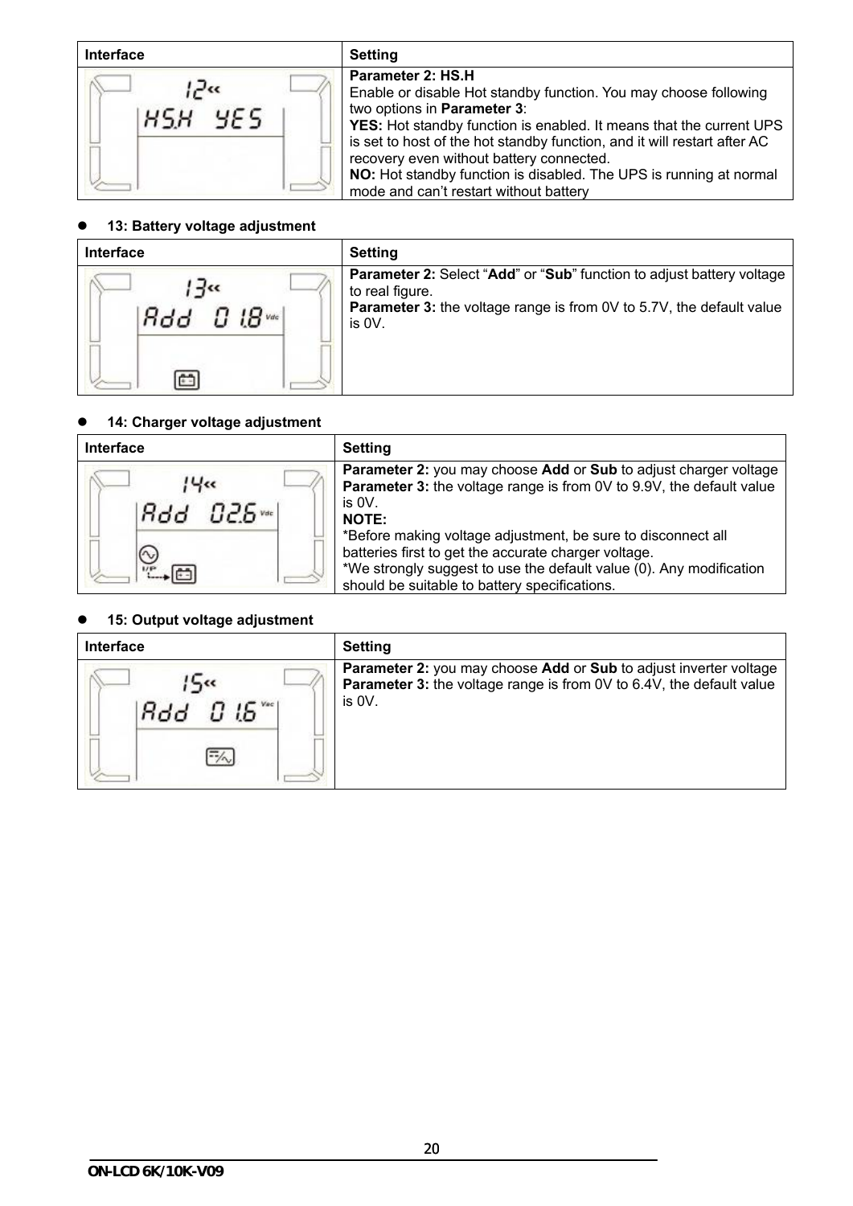| Interface | Setting |
|---|---|
| | **Parameter 2: HS.H**<br>Enable or disable Hot standby function. You may choose following two options in **Parameter 3**:<br>**YES:** Hot standby function is enabled. It means that the current UPS is set to host of the hot standby function, and it will restart after AC recovery even without battery connected.<br>**NO:** Hot standby function is disabled. The UPS is running at normal mode and can't restart without battery |

- **13: Battery voltage adjustment**

| Interface | Setting |
|---|---|
| | **Parameter 2:** Select "**Add**" or "**Sub**" function to adjust battery voltage to real figure.<br>**Parameter 3:** the voltage range is from 0V to 5.7V, the default value is 0V. |

- **14: Charger voltage adjustment**

| Interface | Setting |
|---|---|
| | **Parameter 2:** you may choose **Add** or **Sub** to adjust charger voltage<br>**Parameter 3:** the voltage range is from 0V to 9.9V, the default value is 0V.<br>**NOTE:**<br>*Before making voltage adjustment, be sure to disconnect all batteries first to get the accurate charger voltage.<br>*We strongly suggest to use the default value (0). Any modification should be suitable to battery specifications. |

- **15: Output voltage adjustment**

| Interface | Setting |
|---|---|
| | **Parameter 2:** you may choose **Add** or **Sub** to adjust inverter voltage<br>**Parameter 3:** the voltage range is from 0V to 6.4V, the default value is 0V. |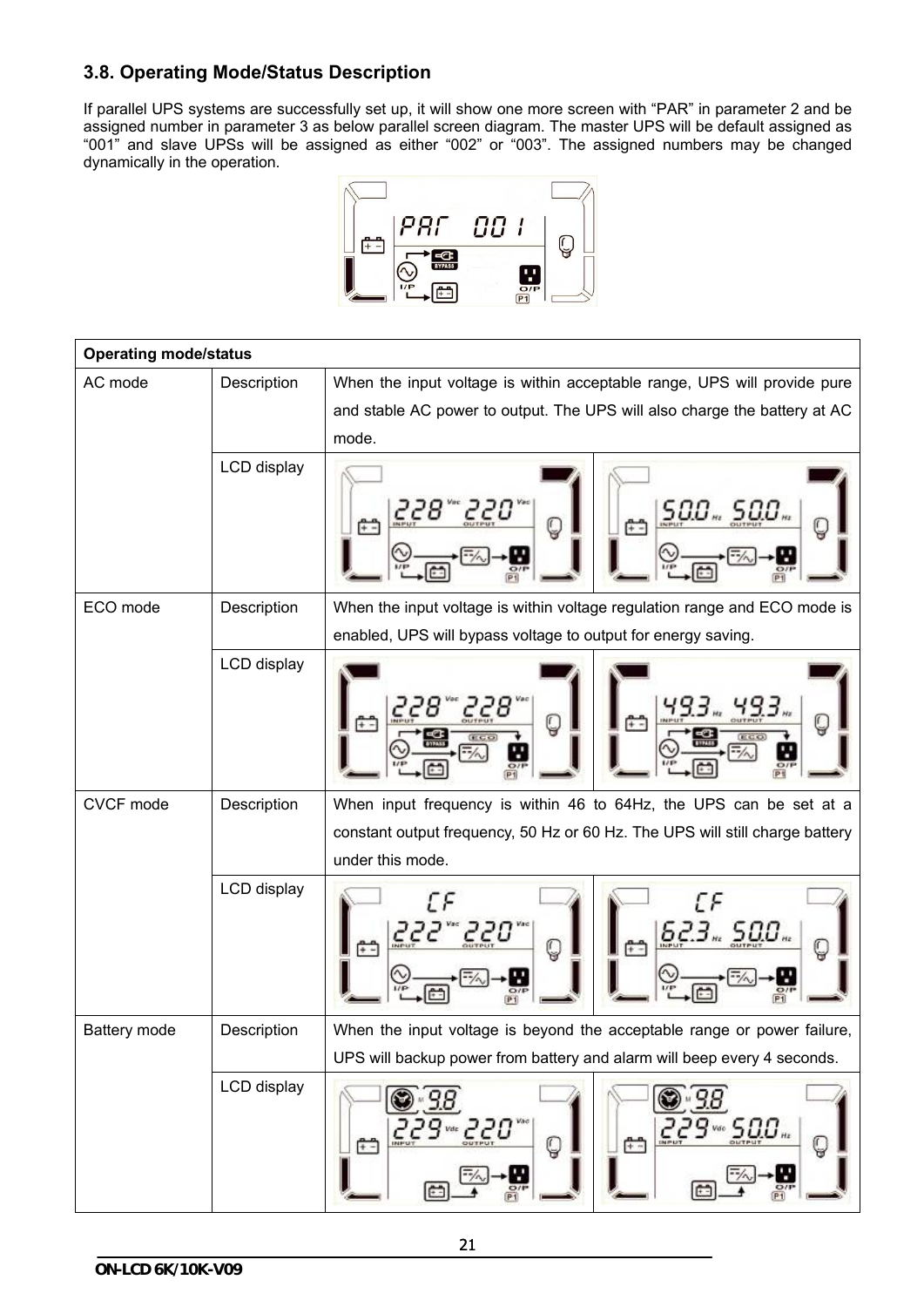### 3.8. Operating Mode/Status Description

If parallel UPS systems are successfully set up, it will show one more screen with "PAR" in parameter 2 and be assigned number in parameter 3 as below parallel screen diagram. The master UPS will be default assigned as "001" and slave UPSs will be assigned as either "002" or "003". The assigned numbers may be changed dynamically in the operation.

| Operating mode/status | | | |
|---|---|---|---|
| AC mode | Description | When the input voltage is within acceptable range, UPS will provide pure and stable AC power to output. The UPS will also charge the battery at AC mode. | |
| | LCD display | | |
| ECO mode | Description | When the input voltage is within voltage regulation range and ECO mode is enabled, UPS will bypass voltage to output for energy saving. | |
| | LCD display | | |
| CVCF mode | Description | When input frequency is within 46 to 64Hz, the UPS can be set at a constant output frequency, 50 Hz or 60 Hz. The UPS will still charge battery under this mode. | |
| | LCD display | | |
| Battery mode | Description | When the input voltage is beyond the acceptable range or power failure, UPS will backup power from battery and alarm will beep every 4 seconds. | |
| | LCD display | | |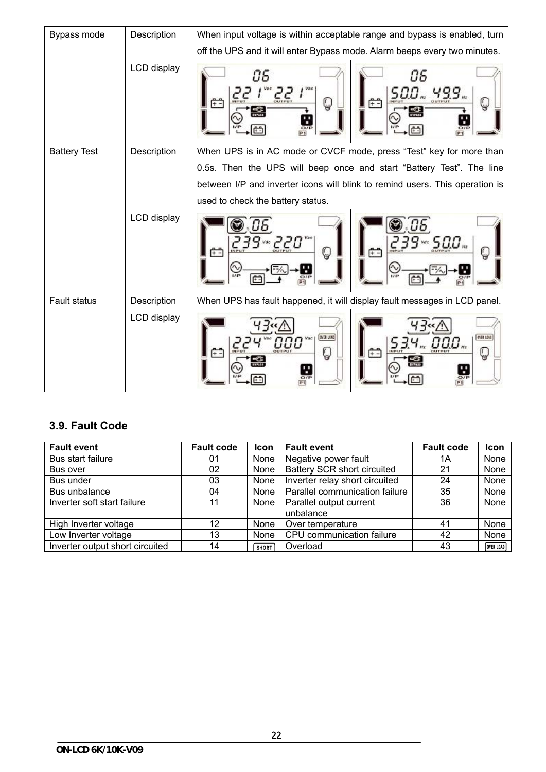| Bypass mode | Description | When input voltage is within acceptable range and bypass is enabled, turn off the UPS and it will enter Bypass mode. Alarm beeps every two minutes. |
|---|---|---|
| | LCD display | |
| Battery Test | Description | When UPS is in AC mode or CVCF mode, press "Test" key for more than 0.5s. Then the UPS will beep once and start "Battery Test". The line between I/P and inverter icons will blink to remind users. This operation is used to check the battery status. |
| | LCD display | |
| Fault status | Description | When UPS has fault happened, it will display fault messages in LCD panel. |
| | LCD display | |

### 3.9. Fault Code

| Fault event | Fault code | Icon | Fault event | Fault code | Icon |
|---|---|---|---|---|---|
| Bus start failure | 01 | None | Negative power fault | 1A | None |
| Bus over | 02 | None | Battery SCR short circuited | 21 | None |
| Bus under | 03 | None | Inverter relay short circuited | 24 | None |
| Bus unbalance | 04 | None | Parallel communication failure | 35 | None |
| Inverter soft start failure | 11 | None | Parallel output current unbalance | 36 | None |
| High Inverter voltage | 12 | None | Over temperature | 41 | None |
| Low Inverter voltage | 13 | None | CPU communication failure | 42 | None |
| Inverter output short circuited | 14 | SHORT | Overload | 43 | OVER LOAD |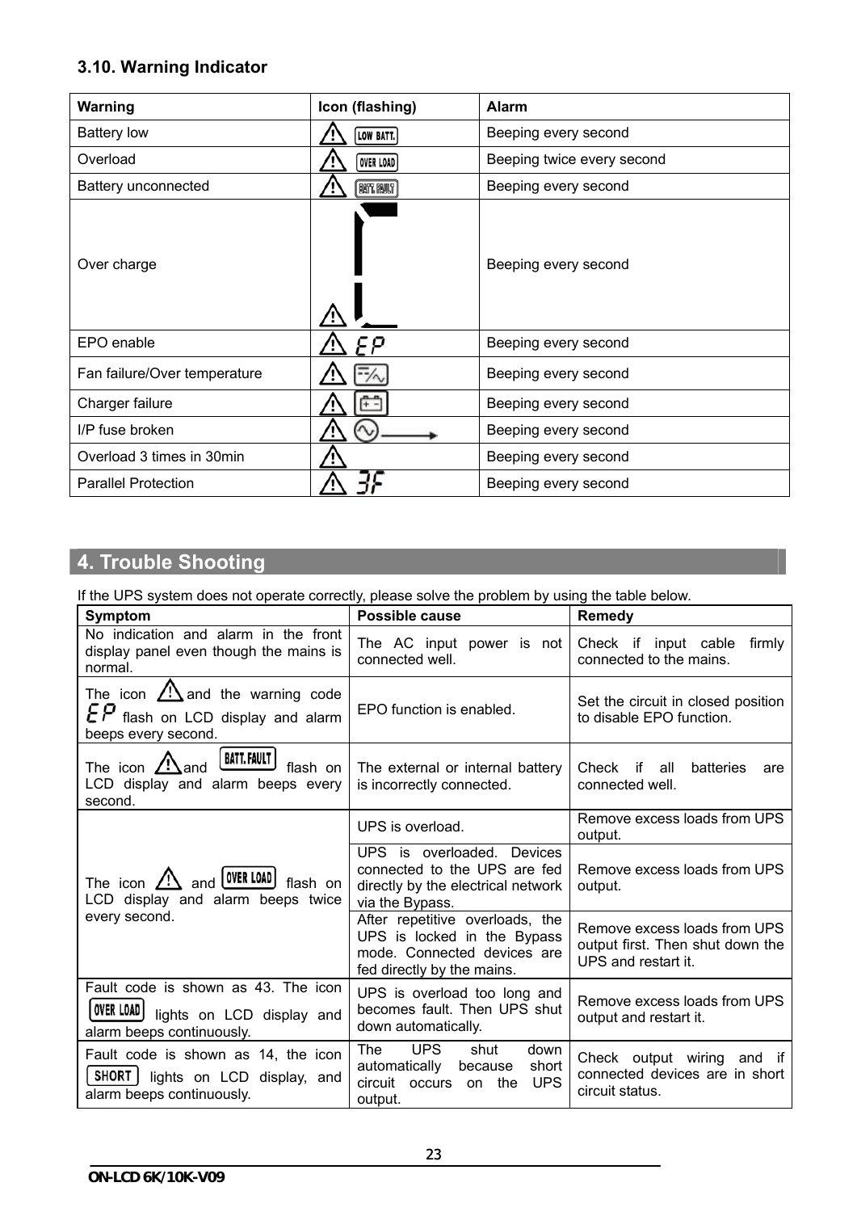### 3.10. Warning Indicator

| Warning | Icon (flashing) | Alarm |
|---|---|---|
| Battery low | ⚠ LOW BATT. | Beeping every second |
| Overload | ⚠ OVER LOAD | Beeping twice every second |
| Battery unconnected | ⚠ BATT. FAULT | Beeping every second |
| Over charge | ⚠ | Beeping every second |
| EPO enable | ⚠ EP | Beeping every second |
| Fan failure/Over temperature | ⚠ | Beeping every second |
| Charger failure | ⚠ | Beeping every second |
| I/P fuse broken | ⚠ | Beeping every second |
| Overload 3 times in 30min | ⚠ | Beeping every second |
| Parallel Protection | ⚠ 3F | Beeping every second |

# 4. Trouble Shooting

If the UPS system does not operate correctly, please solve the problem by using the table below.

| Symptom | Possible cause | Remedy |
|---|---|---|
| No indication and alarm in the front display panel even though the mains is normal. | The AC input power is not connected well. | Check if input cable firmly connected to the mains. |
| The icon ⚠ and the warning code EP flash on LCD display and alarm beeps every second. | EPO function is enabled. | Set the circuit in closed position to disable EPO function. |
| The icon ⚠ and BATT.FAULT flash on LCD display and alarm beeps every second. | The external or internal battery is incorrectly connected. | Check if all batteries are connected well. |
| The icon ⚠ and OVER LOAD flash on LCD display and alarm beeps twice every second. | UPS is overload. | Remove excess loads from UPS output. |
| | UPS is overloaded. Devices connected to the UPS are fed directly by the electrical network via the Bypass. | Remove excess loads from UPS output. |
| | After repetitive overloads, the UPS is locked in the Bypass mode. Connected devices are fed directly by the mains. | Remove excess loads from UPS output first. Then shut down the UPS and restart it. |
| Fault code is shown as 43. The icon OVER LOAD lights on LCD display and alarm beeps continuously. | UPS is overload too long and becomes fault. Then UPS shut down automatically. | Remove excess loads from UPS output and restart it. |
| Fault code is shown as 14, the icon SHORT lights on LCD display, and alarm beeps continuously. | The UPS shut down automatically because short circuit occurs on the UPS output. | Check output wiring and if connected devices are in short circuit status. |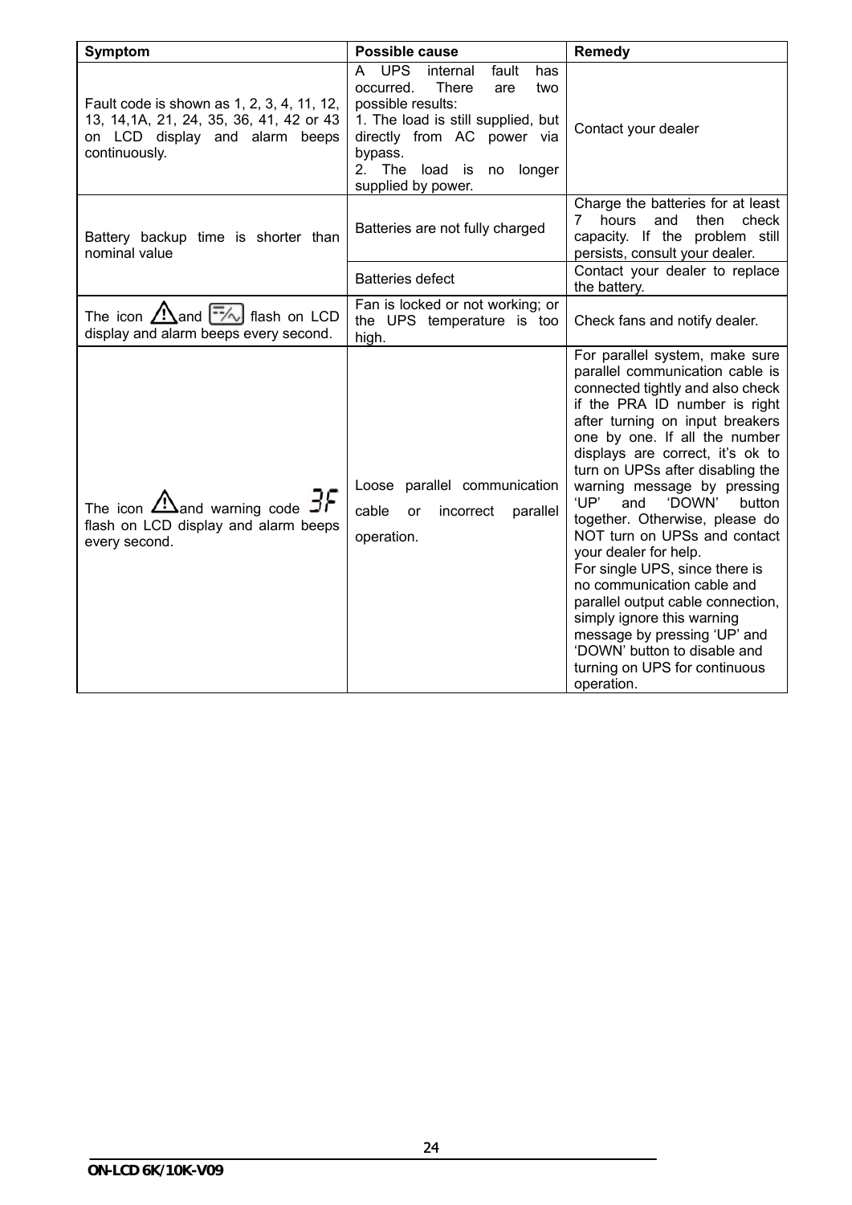| Symptom | Possible cause | Remedy |
|---|---|---|
| Fault code is shown as 1, 2, 3, 4, 11, 12, 13, 14,1A, 21, 24, 35, 36, 41, 42 or 43 on LCD display and alarm beeps continuously. | A UPS internal fault has occurred. There are two possible results:<br>1. The load is still supplied, but directly from AC power via bypass.<br>2. The load is no longer supplied by power. | Contact your dealer |
| Battery backup time is shorter than nominal value | Batteries are not fully charged | Charge the batteries for at least 7 hours and then check capacity. If the problem still persists, consult your dealer. |
| | Batteries defect | Contact your dealer to replace the battery. |
| The icon ⚠ and [fan icon] flash on LCD display and alarm beeps every second. | Fan is locked or not working; or the UPS temperature is too high. | Check fans and notify dealer. |
| The icon ⚠ and warning code 3F flash on LCD display and alarm beeps every second. | Loose parallel communication cable or incorrect parallel operation. | For parallel system, make sure parallel communication cable is connected tightly and also check if the PRA ID number is right after turning on input breakers one by one. If all the number displays are correct, it's ok to turn on UPSs after disabling the warning message by pressing 'UP' and 'DOWN' button together. Otherwise, please do NOT turn on UPSs and contact your dealer for help.<br>For single UPS, since there is no communication cable and parallel output cable connection, simply ignore this warning message by pressing 'UP' and 'DOWN' button to disable and turning on UPS for continuous operation. |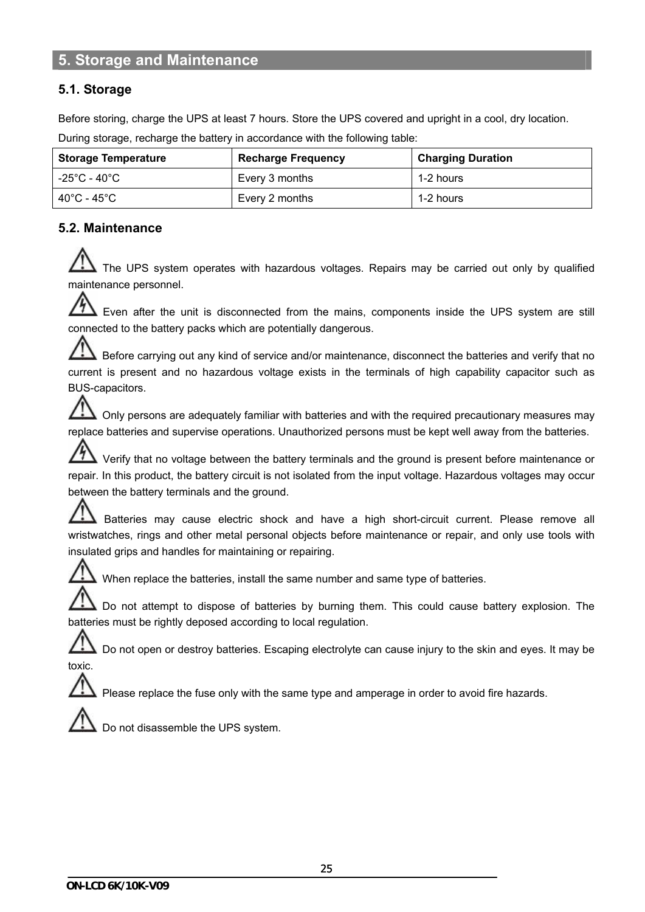# 5. Storage and Maintenance

## 5.1. Storage

Before storing, charge the UPS at least 7 hours. Store the UPS covered and upright in a cool, dry location.
During storage, recharge the battery in accordance with the following table:

| Storage Temperature | Recharge Frequency | Charging Duration |
|---|---|---|
| -25°C - 40°C | Every 3 months | 1-2 hours |
| 40°C - 45°C | Every 2 months | 1-2 hours |

## 5.2. Maintenance

⚠ The UPS system operates with hazardous voltages. Repairs may be carried out only by qualified maintenance personnel.

⚠ Even after the unit is disconnected from the mains, components inside the UPS system are still connected to the battery packs which are potentially dangerous.

⚠ Before carrying out any kind of service and/or maintenance, disconnect the batteries and verify that no current is present and no hazardous voltage exists in the terminals of high capability capacitor such as BUS-capacitors.

⚠ Only persons are adequately familiar with batteries and with the required precautionary measures may replace batteries and supervise operations. Unauthorized persons must be kept well away from the batteries.

⚠ Verify that no voltage between the battery terminals and the ground is present before maintenance or repair. In this product, the battery circuit is not isolated from the input voltage. Hazardous voltages may occur between the battery terminals and the ground.

⚠ Batteries may cause electric shock and have a high short-circuit current. Please remove all wristwatches, rings and other metal personal objects before maintenance or repair, and only use tools with insulated grips and handles for maintaining or repairing.

⚠ When replace the batteries, install the same number and same type of batteries.

⚠ Do not attempt to dispose of batteries by burning them. This could cause battery explosion. The batteries must be rightly deposed according to local regulation.

⚠ Do not open or destroy batteries. Escaping electrolyte can cause injury to the skin and eyes. It may be toxic.

⚠ Please replace the fuse only with the same type and amperage in order to avoid fire hazards.

⚠ Do not disassemble the UPS system.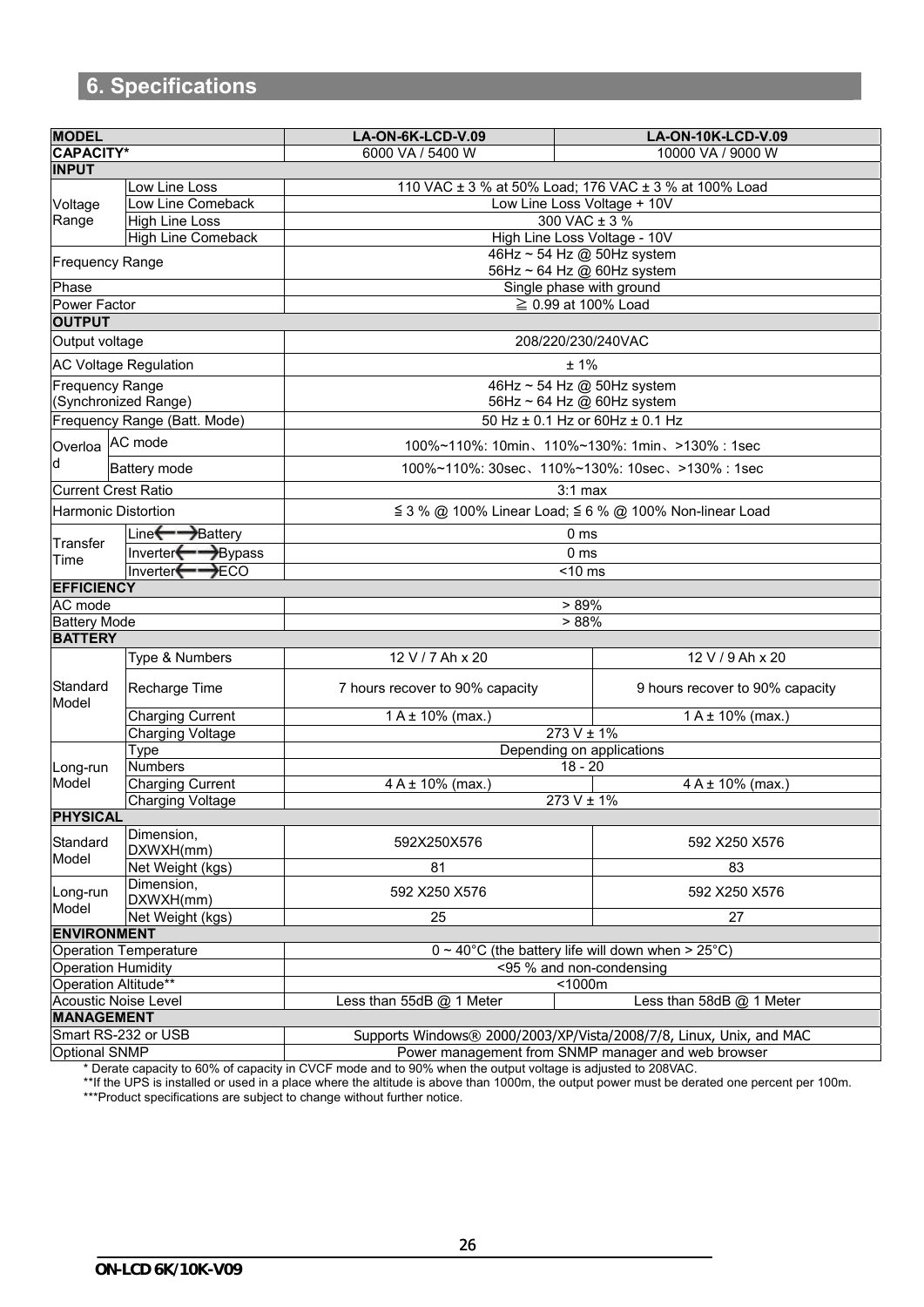## 6. Specifications

| MODEL | | LA-ON-6K-LCD-V.09 | LA-ON-10K-LCD-V.09 |
|---|---|---|---|
| CAPACITY* | | 6000 VA / 5400 W | 10000 VA / 9000 W |
| INPUT | | | |
| Voltage Range | Low Line Loss | 110 VAC ± 3 % at 50% Load; 176 VAC ± 3 % at 100% Load | |
| | Low Line Comeback | Low Line Loss Voltage + 10V | |
| | High Line Loss | 300 VAC ± 3 % | |
| | High Line Comeback | High Line Loss Voltage - 10V | |
| Frequency Range | | 46Hz ~ 54 Hz @ 50Hz system<br>56Hz ~ 64 Hz @ 60Hz system | |
| Phase | | Single phase with ground | |
| Power Factor | | ≧ 0.99 at 100% Load | |
| OUTPUT | | | |
| Output voltage | | 208/220/230/240VAC | |
| AC Voltage Regulation | | ± 1% | |
| Frequency Range (Synchronized Range) | | 46Hz ~ 54 Hz @ 50Hz system<br>56Hz ~ 64 Hz @ 60Hz system | |
| Frequency Range (Batt. Mode) | | 50 Hz ± 0.1 Hz or 60Hz ± 0.1 Hz | |
| Overload | AC mode | 100%~110%: 10min、110%~130%: 1min、>130% : 1sec | |
| | Battery mode | 100%~110%: 30sec、110%~130%: 10sec、>130% : 1sec | |
| Current Crest Ratio | | 3:1 max | |
| Harmonic Distortion | | ≦ 3 % @ 100% Linear Load; ≦ 6 % @ 100% Non-linear Load | |
| Transfer Time | Line ⟷ Battery | 0 ms | |
| | Inverter ⟷ Bypass | 0 ms | |
| | Inverter ⟷ ECO | <10 ms | |
| EFFICIENCY | | | |
| AC mode | | > 89% | |
| Battery Mode | | > 88% | |
| BATTERY | | | |
| Standard Model | Type & Numbers | 12 V / 7 Ah x 20 | 12 V / 9 Ah x 20 |
| | Recharge Time | 7 hours recover to 90% capacity | 9 hours recover to 90% capacity |
| | Charging Current | 1 A ± 10% (max.) | 1 A ± 10% (max.) |
| | Charging Voltage | 273 V ± 1% | |
| Long-run Model | Type | Depending on applications | |
| | Numbers | 18 - 20 | |
| | Charging Current | 4 A ± 10% (max.) | 4 A ± 10% (max.) |
| | Charging Voltage | 273 V ± 1% | |
| PHYSICAL | | | |
| Standard Model | Dimension, DXWXH(mm) | 592X250X576 | 592 X250 X576 |
| | Net Weight (kgs) | 81 | 83 |
| Long-run Model | Dimension, DXWXH(mm) | 592 X250 X576 | 592 X250 X576 |
| | Net Weight (kgs) | 25 | 27 |
| ENVIRONMENT | | | |
| Operation Temperature | | 0 ~ 40°C (the battery life will down when > 25°C) | |
| Operation Humidity | | <95 % and non-condensing | |
| Operation Altitude** | | <1000m | |
| Acoustic Noise Level | | Less than 55dB @ 1 Meter | Less than 58dB @ 1 Meter |
| MANAGEMENT | | | |
| Smart RS-232 or USB | | Supports Windows® 2000/2003/XP/Vista/2008/7/8, Linux, Unix, and MAC | |
| Optional SNMP | | Power management from SNMP manager and web browser | |

\* Derate capacity to 60% of capacity in CVCF mode and to 90% when the output voltage is adjusted to 208VAC.

**If the UPS is installed or used in a place where the altitude is above than 1000m, the output power must be derated one percent per 100m.

***Product specifications are subject to change without further notice.